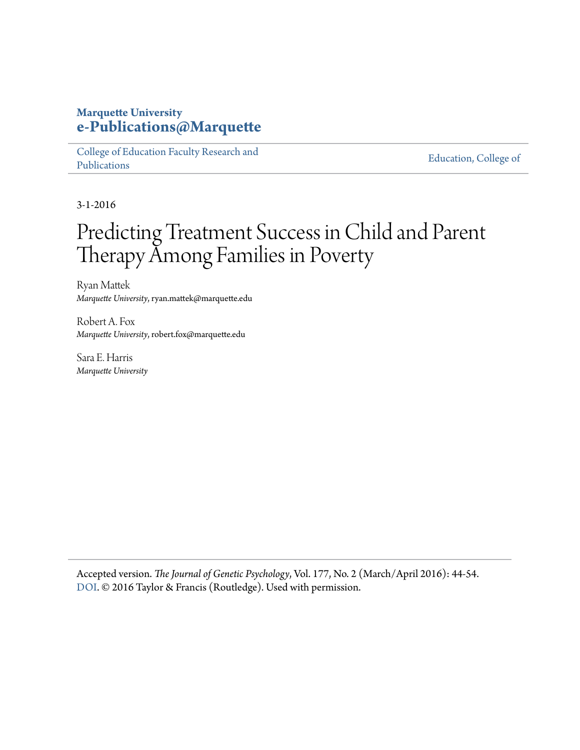**Marquette University**
**e-Publications@Marquette**

College of Education Faculty Research and Publications | Education, College of

3-1-2016

# Predicting Treatment Success in Child and Parent Therapy Among Families in Poverty

Ryan Mattek
*Marquette University*, ryan.mattek@marquette.edu

Robert A. Fox
*Marquette University*, robert.fox@marquette.edu

Sara E. Harris
*Marquette University*

Accepted version. *The Journal of Genetic Psychology*, Vol. 177, No. 2 (March/April 2016): 44-54. DOI. © 2016 Taylor & Francis (Routledge). Used with permission.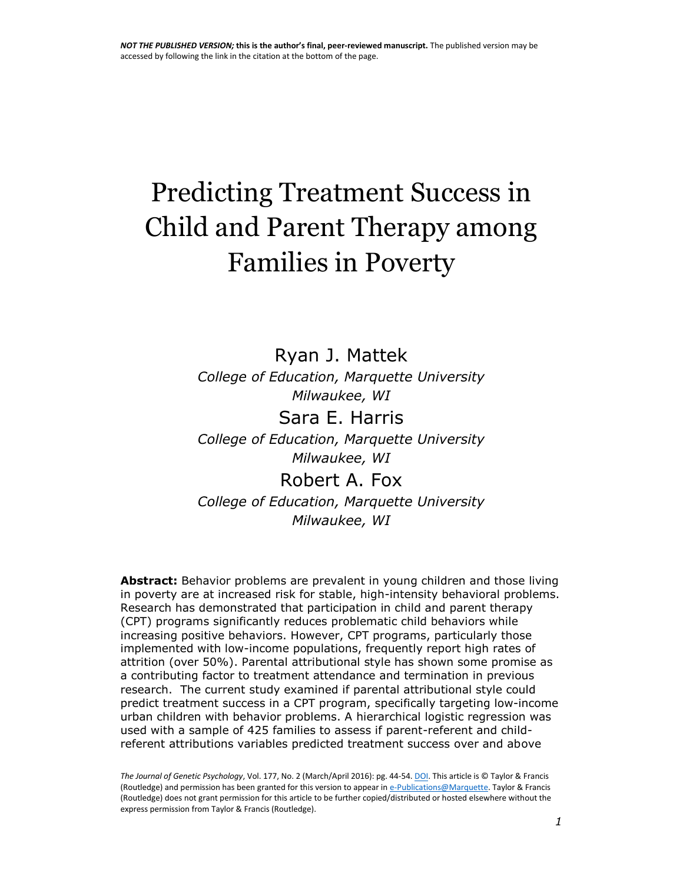*NOT THE PUBLISHED VERSION;* **this is the author's final, peer-reviewed manuscript.** The published version may be accessed by following the link in the citation at the bottom of the page.

# Predicting Treatment Success in Child and Parent Therapy among Families in Poverty

Ryan J. Mattek
*College of Education, Marquette University*
*Milwaukee, WI*

Sara E. Harris
*College of Education, Marquette University*
*Milwaukee, WI*

Robert A. Fox
*College of Education, Marquette University*
*Milwaukee, WI*

**Abstract:** Behavior problems are prevalent in young children and those living in poverty are at increased risk for stable, high-intensity behavioral problems. Research has demonstrated that participation in child and parent therapy (CPT) programs significantly reduces problematic child behaviors while increasing positive behaviors. However, CPT programs, particularly those implemented with low-income populations, frequently report high rates of attrition (over 50%). Parental attributional style has shown some promise as a contributing factor to treatment attendance and termination in previous research. The current study examined if parental attributional style could predict treatment success in a CPT program, specifically targeting low-income urban children with behavior problems. A hierarchical logistic regression was used with a sample of 425 families to assess if parent-referent and child-referent attributions variables predicted treatment success over and above

*The Journal of Genetic Psychology*, Vol. 177, No. 2 (March/April 2016): pg. 44-54. DOI. This article is © Taylor & Francis (Routledge) and permission has been granted for this version to appear in e-Publications@Marquette. Taylor & Francis (Routledge) does not grant permission for this article to be further copied/distributed or hosted elsewhere without the express permission from Taylor & Francis (Routledge).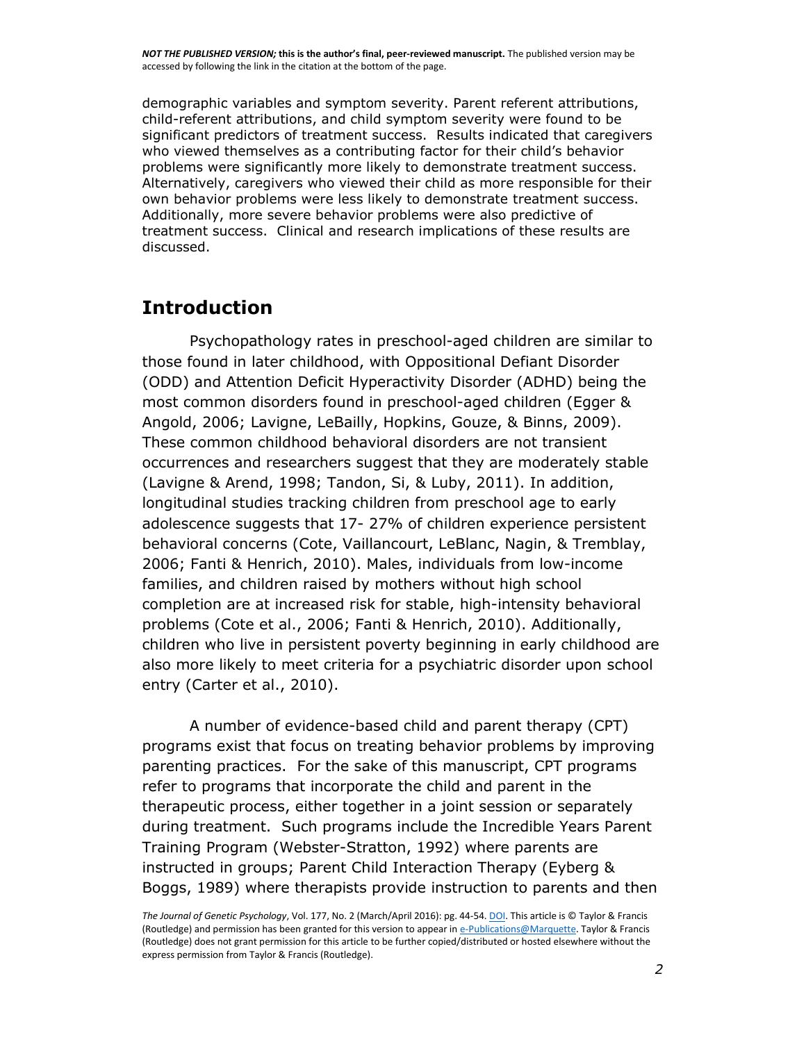demographic variables and symptom severity. Parent referent attributions, child-referent attributions, and child symptom severity were found to be significant predictors of treatment success. Results indicated that caregivers who viewed themselves as a contributing factor for their child's behavior problems were significantly more likely to demonstrate treatment success. Alternatively, caregivers who viewed their child as more responsible for their own behavior problems were less likely to demonstrate treatment success. Additionally, more severe behavior problems were also predictive of treatment success. Clinical and research implications of these results are discussed.

## Introduction

Psychopathology rates in preschool-aged children are similar to those found in later childhood, with Oppositional Defiant Disorder (ODD) and Attention Deficit Hyperactivity Disorder (ADHD) being the most common disorders found in preschool-aged children (Egger & Angold, 2006; Lavigne, LeBailly, Hopkins, Gouze, & Binns, 2009). These common childhood behavioral disorders are not transient occurrences and researchers suggest that they are moderately stable (Lavigne & Arend, 1998; Tandon, Si, & Luby, 2011). In addition, longitudinal studies tracking children from preschool age to early adolescence suggests that 17- 27% of children experience persistent behavioral concerns (Cote, Vaillancourt, LeBlanc, Nagin, & Tremblay, 2006; Fanti & Henrich, 2010). Males, individuals from low-income families, and children raised by mothers without high school completion are at increased risk for stable, high-intensity behavioral problems (Cote et al., 2006; Fanti & Henrich, 2010). Additionally, children who live in persistent poverty beginning in early childhood are also more likely to meet criteria for a psychiatric disorder upon school entry (Carter et al., 2010).

A number of evidence-based child and parent therapy (CPT) programs exist that focus on treating behavior problems by improving parenting practices. For the sake of this manuscript, CPT programs refer to programs that incorporate the child and parent in the therapeutic process, either together in a joint session or separately during treatment. Such programs include the Incredible Years Parent Training Program (Webster-Stratton, 1992) where parents are instructed in groups; Parent Child Interaction Therapy (Eyberg & Boggs, 1989) where therapists provide instruction to parents and then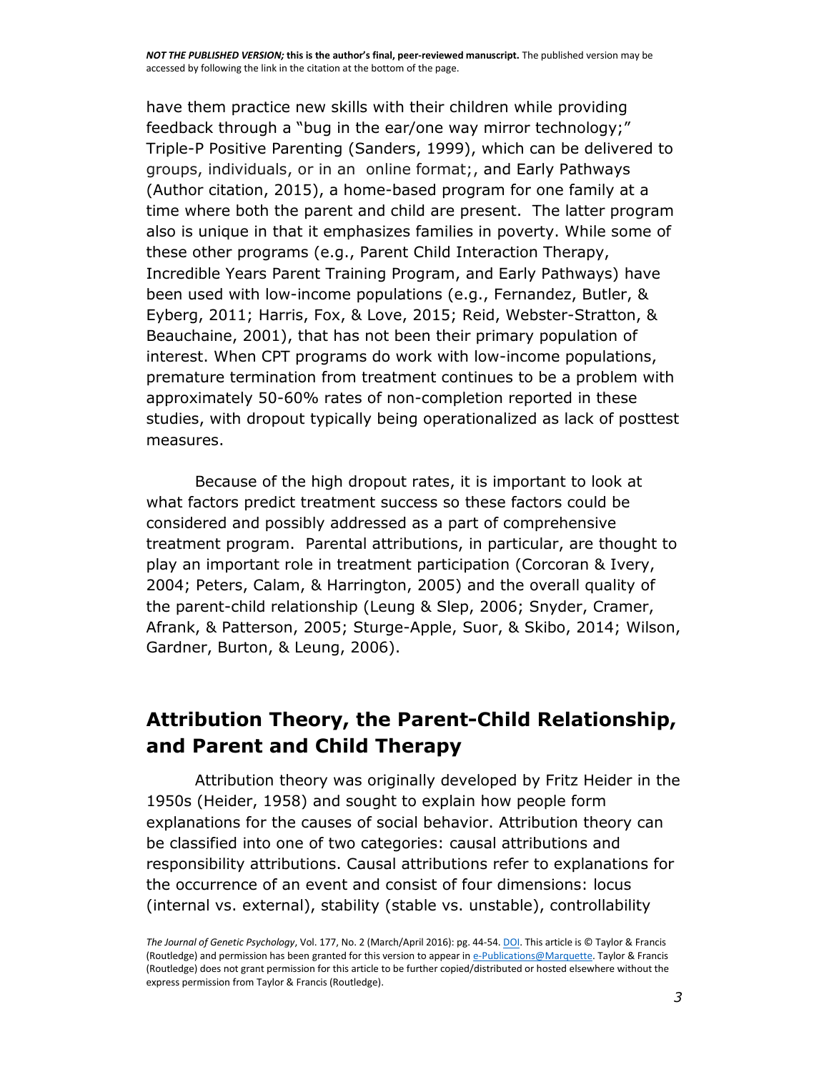have them practice new skills with their children while providing feedback through a "bug in the ear/one way mirror technology;" Triple-P Positive Parenting (Sanders, 1999), which can be delivered to groups, individuals, or in an online format;, and Early Pathways (Author citation, 2015), a home-based program for one family at a time where both the parent and child are present. The latter program also is unique in that it emphasizes families in poverty. While some of these other programs (e.g., Parent Child Interaction Therapy, Incredible Years Parent Training Program, and Early Pathways) have been used with low-income populations (e.g., Fernandez, Butler, & Eyberg, 2011; Harris, Fox, & Love, 2015; Reid, Webster-Stratton, & Beauchaine, 2001), that has not been their primary population of interest. When CPT programs do work with low-income populations, premature termination from treatment continues to be a problem with approximately 50-60% rates of non-completion reported in these studies, with dropout typically being operationalized as lack of posttest measures.

Because of the high dropout rates, it is important to look at what factors predict treatment success so these factors could be considered and possibly addressed as a part of comprehensive treatment program. Parental attributions, in particular, are thought to play an important role in treatment participation (Corcoran & Ivery, 2004; Peters, Calam, & Harrington, 2005) and the overall quality of the parent-child relationship (Leung & Slep, 2006; Snyder, Cramer, Afrank, & Patterson, 2005; Sturge-Apple, Suor, & Skibo, 2014; Wilson, Gardner, Burton, & Leung, 2006).

## Attribution Theory, the Parent-Child Relationship, and Parent and Child Therapy

Attribution theory was originally developed by Fritz Heider in the 1950s (Heider, 1958) and sought to explain how people form explanations for the causes of social behavior. Attribution theory can be classified into one of two categories: causal attributions and responsibility attributions. Causal attributions refer to explanations for the occurrence of an event and consist of four dimensions: locus (internal vs. external), stability (stable vs. unstable), controllability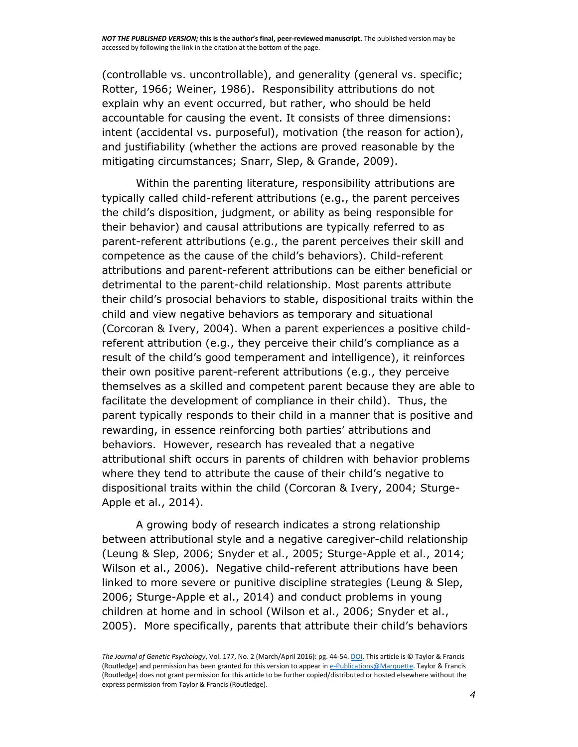(controllable vs. uncontrollable), and generality (general vs. specific; Rotter, 1966; Weiner, 1986). Responsibility attributions do not explain why an event occurred, but rather, who should be held accountable for causing the event. It consists of three dimensions: intent (accidental vs. purposeful), motivation (the reason for action), and justifiability (whether the actions are proved reasonable by the mitigating circumstances; Snarr, Slep, & Grande, 2009).

Within the parenting literature, responsibility attributions are typically called child-referent attributions (e.g., the parent perceives the child's disposition, judgment, or ability as being responsible for their behavior) and causal attributions are typically referred to as parent-referent attributions (e.g., the parent perceives their skill and competence as the cause of the child's behaviors). Child-referent attributions and parent-referent attributions can be either beneficial or detrimental to the parent-child relationship. Most parents attribute their child's prosocial behaviors to stable, dispositional traits within the child and view negative behaviors as temporary and situational (Corcoran & Ivery, 2004). When a parent experiences a positive child-referent attribution (e.g., they perceive their child's compliance as a result of the child's good temperament and intelligence), it reinforces their own positive parent-referent attributions (e.g., they perceive themselves as a skilled and competent parent because they are able to facilitate the development of compliance in their child). Thus, the parent typically responds to their child in a manner that is positive and rewarding, in essence reinforcing both parties' attributions and behaviors. However, research has revealed that a negative attributional shift occurs in parents of children with behavior problems where they tend to attribute the cause of their child's negative to dispositional traits within the child (Corcoran & Ivery, 2004; Sturge-Apple et al., 2014).

A growing body of research indicates a strong relationship between attributional style and a negative caregiver-child relationship (Leung & Slep, 2006; Snyder et al., 2005; Sturge-Apple et al., 2014; Wilson et al., 2006). Negative child-referent attributions have been linked to more severe or punitive discipline strategies (Leung & Slep, 2006; Sturge-Apple et al., 2014) and conduct problems in young children at home and in school (Wilson et al., 2006; Snyder et al., 2005). More specifically, parents that attribute their child's behaviors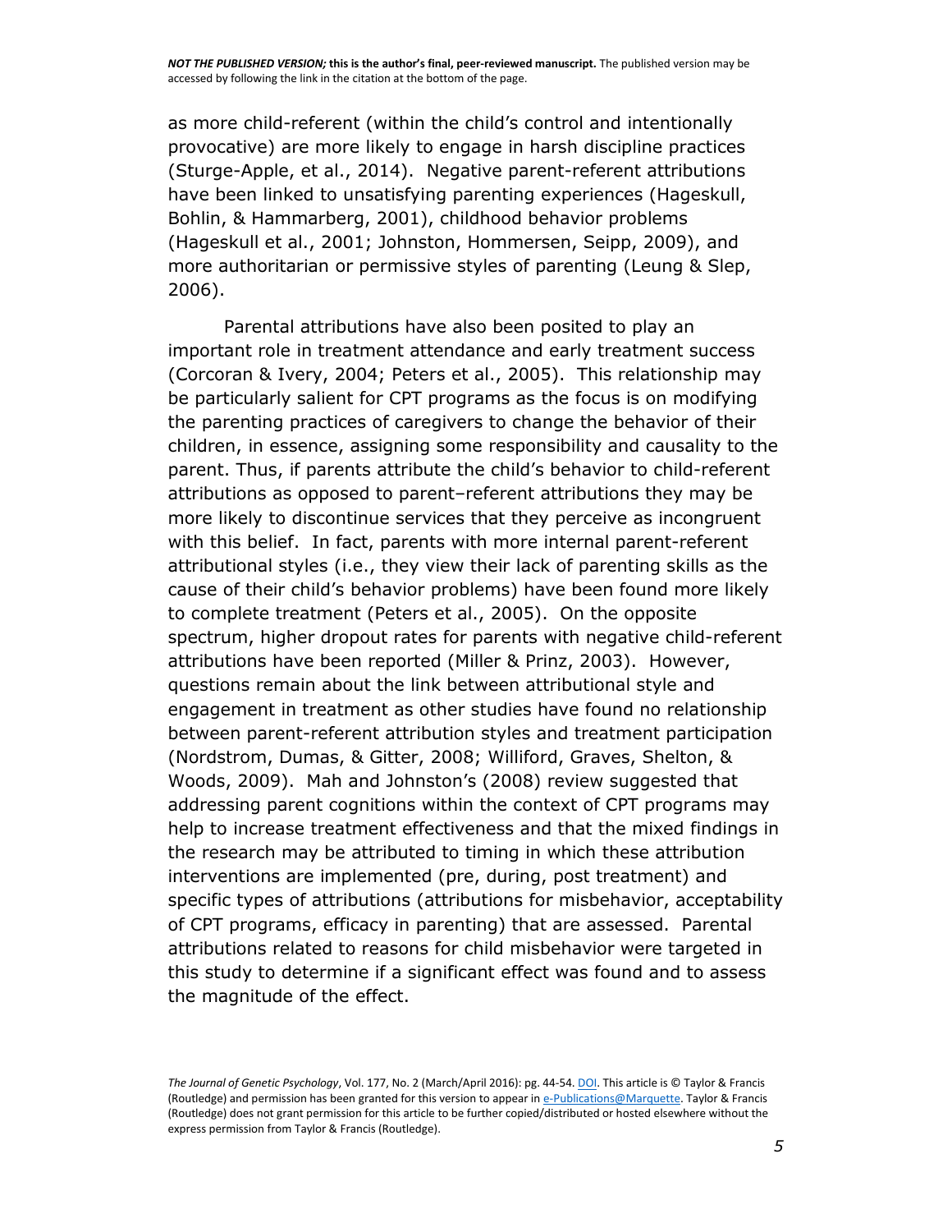as more child-referent (within the child's control and intentionally provocative) are more likely to engage in harsh discipline practices (Sturge-Apple, et al., 2014). Negative parent-referent attributions have been linked to unsatisfying parenting experiences (Hageskull, Bohlin, & Hammarberg, 2001), childhood behavior problems (Hageskull et al., 2001; Johnston, Hommersen, Seipp, 2009), and more authoritarian or permissive styles of parenting (Leung & Slep, 2006).

Parental attributions have also been posited to play an important role in treatment attendance and early treatment success (Corcoran & Ivery, 2004; Peters et al., 2005). This relationship may be particularly salient for CPT programs as the focus is on modifying the parenting practices of caregivers to change the behavior of their children, in essence, assigning some responsibility and causality to the parent. Thus, if parents attribute the child's behavior to child-referent attributions as opposed to parent–referent attributions they may be more likely to discontinue services that they perceive as incongruent with this belief. In fact, parents with more internal parent-referent attributional styles (i.e., they view their lack of parenting skills as the cause of their child's behavior problems) have been found more likely to complete treatment (Peters et al., 2005). On the opposite spectrum, higher dropout rates for parents with negative child-referent attributions have been reported (Miller & Prinz, 2003). However, questions remain about the link between attributional style and engagement in treatment as other studies have found no relationship between parent-referent attribution styles and treatment participation (Nordstrom, Dumas, & Gitter, 2008; Williford, Graves, Shelton, & Woods, 2009). Mah and Johnston's (2008) review suggested that addressing parent cognitions within the context of CPT programs may help to increase treatment effectiveness and that the mixed findings in the research may be attributed to timing in which these attribution interventions are implemented (pre, during, post treatment) and specific types of attributions (attributions for misbehavior, acceptability of CPT programs, efficacy in parenting) that are assessed. Parental attributions related to reasons for child misbehavior were targeted in this study to determine if a significant effect was found and to assess the magnitude of the effect.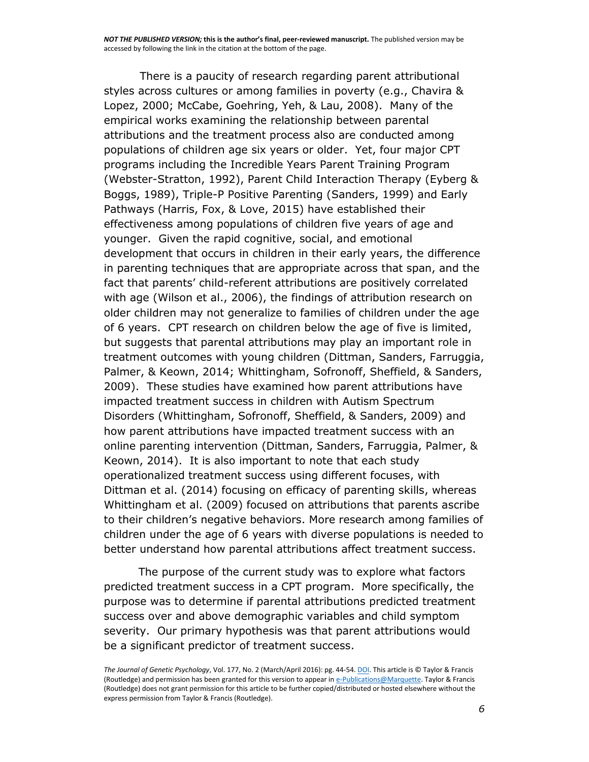There is a paucity of research regarding parent attributional styles across cultures or among families in poverty (e.g., Chavira & Lopez, 2000; McCabe, Goehring, Yeh, & Lau, 2008). Many of the empirical works examining the relationship between parental attributions and the treatment process also are conducted among populations of children age six years or older. Yet, four major CPT programs including the Incredible Years Parent Training Program (Webster-Stratton, 1992), Parent Child Interaction Therapy (Eyberg & Boggs, 1989), Triple-P Positive Parenting (Sanders, 1999) and Early Pathways (Harris, Fox, & Love, 2015) have established their effectiveness among populations of children five years of age and younger. Given the rapid cognitive, social, and emotional development that occurs in children in their early years, the difference in parenting techniques that are appropriate across that span, and the fact that parents' child-referent attributions are positively correlated with age (Wilson et al., 2006), the findings of attribution research on older children may not generalize to families of children under the age of 6 years. CPT research on children below the age of five is limited, but suggests that parental attributions may play an important role in treatment outcomes with young children (Dittman, Sanders, Farruggia, Palmer, & Keown, 2014; Whittingham, Sofronoff, Sheffield, & Sanders, 2009). These studies have examined how parent attributions have impacted treatment success in children with Autism Spectrum Disorders (Whittingham, Sofronoff, Sheffield, & Sanders, 2009) and how parent attributions have impacted treatment success with an online parenting intervention (Dittman, Sanders, Farruggia, Palmer, & Keown, 2014). It is also important to note that each study operationalized treatment success using different focuses, with Dittman et al. (2014) focusing on efficacy of parenting skills, whereas Whittingham et al. (2009) focused on attributions that parents ascribe to their children's negative behaviors. More research among families of children under the age of 6 years with diverse populations is needed to better understand how parental attributions affect treatment success.

The purpose of the current study was to explore what factors predicted treatment success in a CPT program. More specifically, the purpose was to determine if parental attributions predicted treatment success over and above demographic variables and child symptom severity. Our primary hypothesis was that parent attributions would be a significant predictor of treatment success.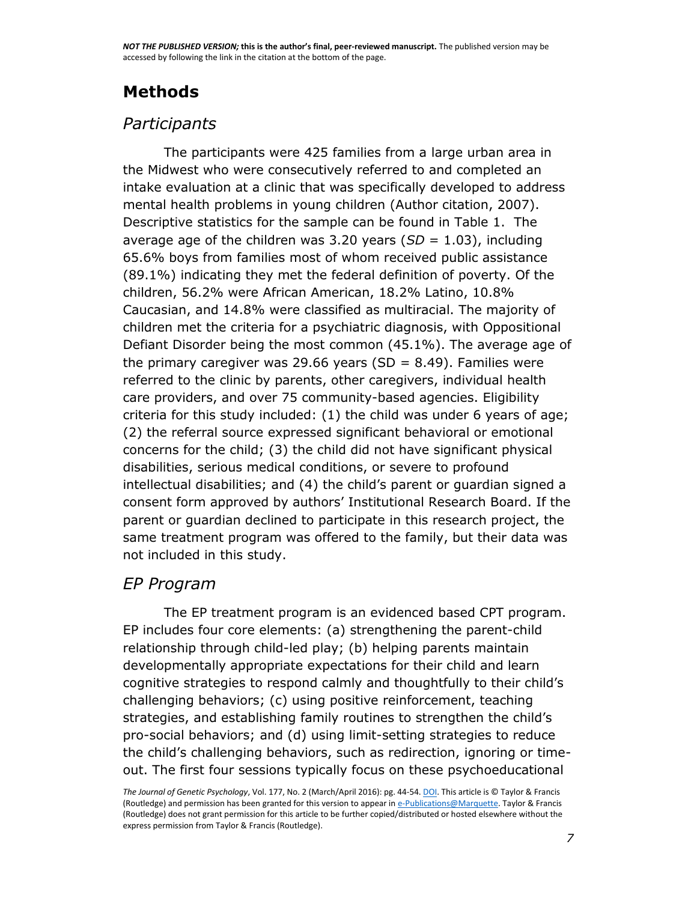## Methods

### *Participants*

The participants were 425 families from a large urban area in the Midwest who were consecutively referred to and completed an intake evaluation at a clinic that was specifically developed to address mental health problems in young children (Author citation, 2007). Descriptive statistics for the sample can be found in Table 1. The average age of the children was 3.20 years ($SD$ = 1.03), including 65.6% boys from families most of whom received public assistance (89.1%) indicating they met the federal definition of poverty. Of the children, 56.2% were African American, 18.2% Latino, 10.8% Caucasian, and 14.8% were classified as multiracial. The majority of children met the criteria for a psychiatric diagnosis, with Oppositional Defiant Disorder being the most common (45.1%). The average age of the primary caregiver was 29.66 years (SD = 8.49). Families were referred to the clinic by parents, other caregivers, individual health care providers, and over 75 community-based agencies. Eligibility criteria for this study included: (1) the child was under 6 years of age; (2) the referral source expressed significant behavioral or emotional concerns for the child; (3) the child did not have significant physical disabilities, serious medical conditions, or severe to profound intellectual disabilities; and (4) the child's parent or guardian signed a consent form approved by authors' Institutional Research Board. If the parent or guardian declined to participate in this research project, the same treatment program was offered to the family, but their data was not included in this study.

### *EP Program*

The EP treatment program is an evidenced based CPT program. EP includes four core elements: (a) strengthening the parent-child relationship through child-led play; (b) helping parents maintain developmentally appropriate expectations for their child and learn cognitive strategies to respond calmly and thoughtfully to their child's challenging behaviors; (c) using positive reinforcement, teaching strategies, and establishing family routines to strengthen the child's pro-social behaviors; and (d) using limit-setting strategies to reduce the child's challenging behaviors, such as redirection, ignoring or time-out. The first four sessions typically focus on these psychoeducational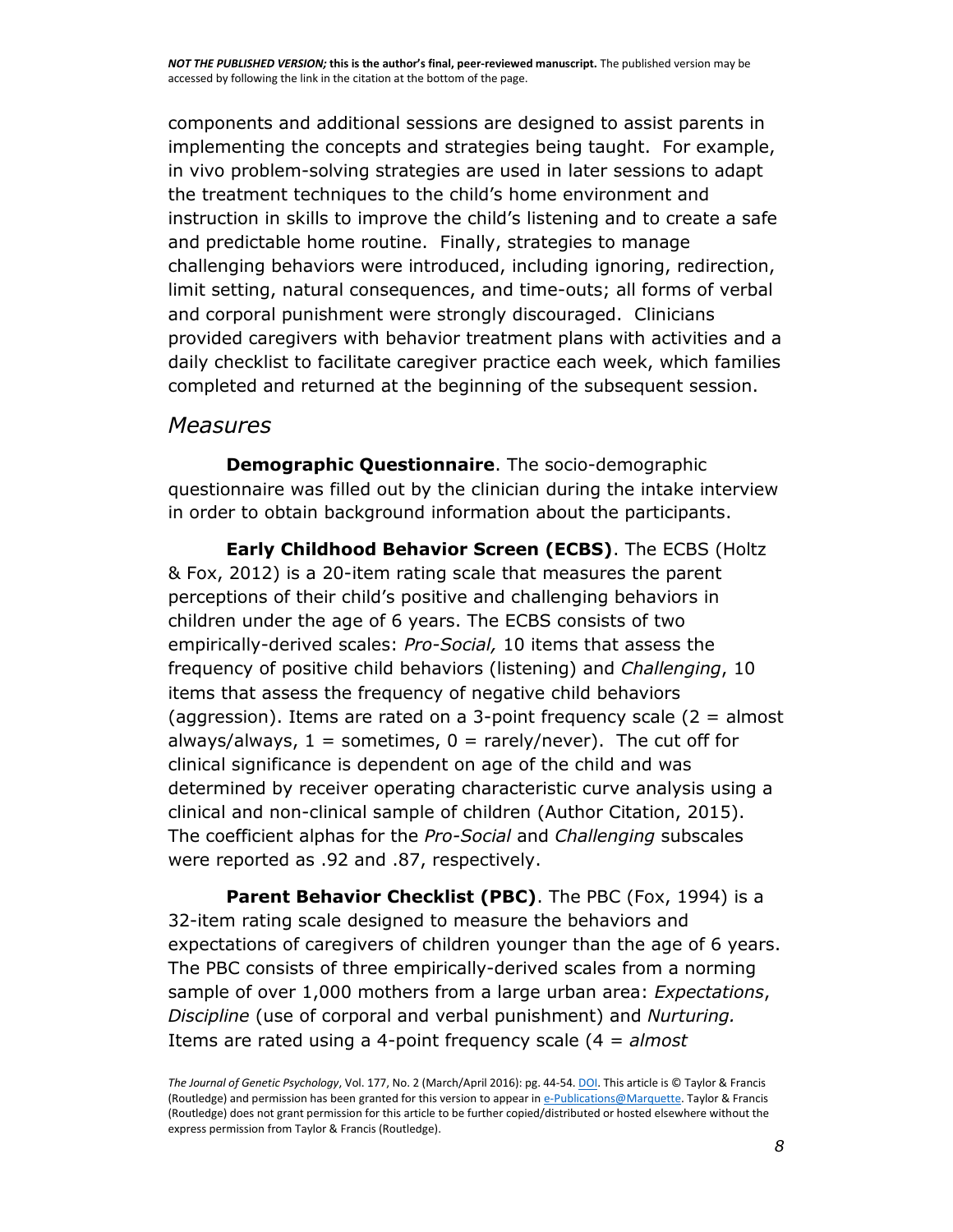components and additional sessions are designed to assist parents in implementing the concepts and strategies being taught. For example, in vivo problem-solving strategies are used in later sessions to adapt the treatment techniques to the child's home environment and instruction in skills to improve the child's listening and to create a safe and predictable home routine. Finally, strategies to manage challenging behaviors were introduced, including ignoring, redirection, limit setting, natural consequences, and time-outs; all forms of verbal and corporal punishment were strongly discouraged. Clinicians provided caregivers with behavior treatment plans with activities and a daily checklist to facilitate caregiver practice each week, which families completed and returned at the beginning of the subsequent session.

## *Measures*

**Demographic Questionnaire**. The socio-demographic questionnaire was filled out by the clinician during the intake interview in order to obtain background information about the participants.

**Early Childhood Behavior Screen (ECBS)**. The ECBS (Holtz & Fox, 2012) is a 20-item rating scale that measures the parent perceptions of their child's positive and challenging behaviors in children under the age of 6 years. The ECBS consists of two empirically-derived scales: *Pro-Social,* 10 items that assess the frequency of positive child behaviors (listening) and *Challenging*, 10 items that assess the frequency of negative child behaviors (aggression). Items are rated on a 3-point frequency scale (2 = almost always/always, 1 = sometimes, 0 = rarely/never). The cut off for clinical significance is dependent on age of the child and was determined by receiver operating characteristic curve analysis using a clinical and non-clinical sample of children (Author Citation, 2015). The coefficient alphas for the *Pro-Social* and *Challenging* subscales were reported as .92 and .87, respectively.

**Parent Behavior Checklist (PBC)**. The PBC (Fox, 1994) is a 32-item rating scale designed to measure the behaviors and expectations of caregivers of children younger than the age of 6 years. The PBC consists of three empirically-derived scales from a norming sample of over 1,000 mothers from a large urban area: *Expectations*, *Discipline* (use of corporal and verbal punishment) and *Nurturing.* Items are rated using a 4-point frequency scale (4 = *almost*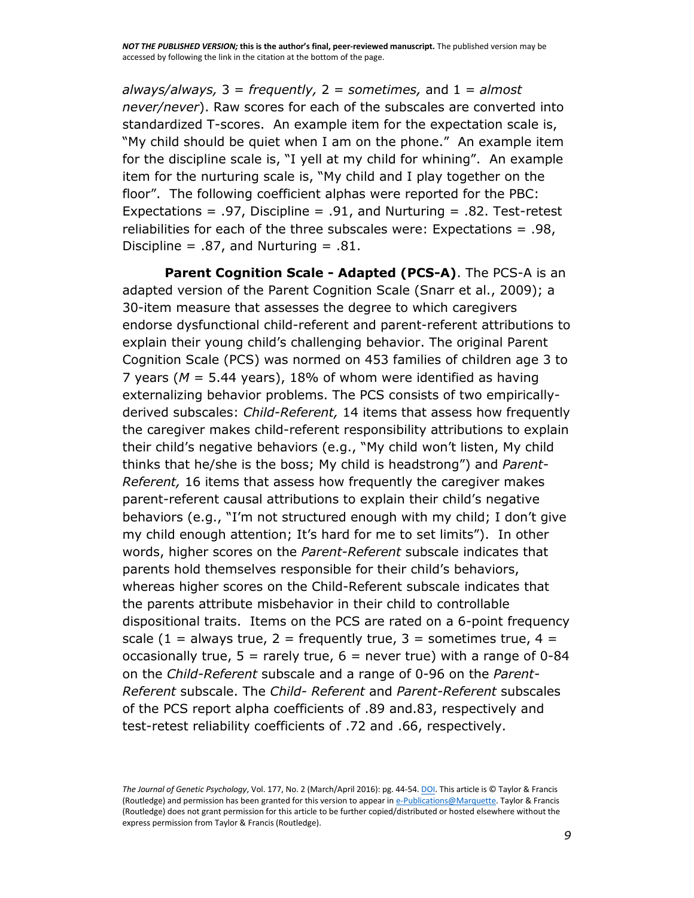*always/always,* 3 = *frequently,* 2 = *sometimes,* and 1 = *almost never/never*). Raw scores for each of the subscales are converted into standardized T-scores. An example item for the expectation scale is, "My child should be quiet when I am on the phone." An example item for the discipline scale is, "I yell at my child for whining". An example item for the nurturing scale is, "My child and I play together on the floor". The following coefficient alphas were reported for the PBC: Expectations = .97, Discipline = .91, and Nurturing = .82. Test-retest reliabilities for each of the three subscales were: Expectations = .98, Discipline = .87, and Nurturing = .81.

**Parent Cognition Scale - Adapted (PCS-A)**. The PCS-A is an adapted version of the Parent Cognition Scale (Snarr et al., 2009); a 30-item measure that assesses the degree to which caregivers endorse dysfunctional child-referent and parent-referent attributions to explain their young child's challenging behavior. The original Parent Cognition Scale (PCS) was normed on 453 families of children age 3 to 7 years ($M$ = 5.44 years), 18% of whom were identified as having externalizing behavior problems. The PCS consists of two empirically-derived subscales: *Child-Referent,* 14 items that assess how frequently the caregiver makes child-referent responsibility attributions to explain their child's negative behaviors (e.g., "My child won't listen, My child thinks that he/she is the boss; My child is headstrong") and *Parent-Referent,* 16 items that assess how frequently the caregiver makes parent-referent causal attributions to explain their child's negative behaviors (e.g., "I'm not structured enough with my child; I don't give my child enough attention; It's hard for me to set limits"). In other words, higher scores on the *Parent-Referent* subscale indicates that parents hold themselves responsible for their child's behaviors, whereas higher scores on the Child-Referent subscale indicates that the parents attribute misbehavior in their child to controllable dispositional traits. Items on the PCS are rated on a 6-point frequency scale (1 = always true, 2 = frequently true, 3 = sometimes true, 4 = occasionally true, 5 = rarely true, 6 = never true) with a range of 0-84 on the *Child-Referent* subscale and a range of 0-96 on the *Parent-Referent* subscale. The *Child- Referent* and *Parent-Referent* subscales of the PCS report alpha coefficients of .89 and.83, respectively and test-retest reliability coefficients of .72 and .66, respectively.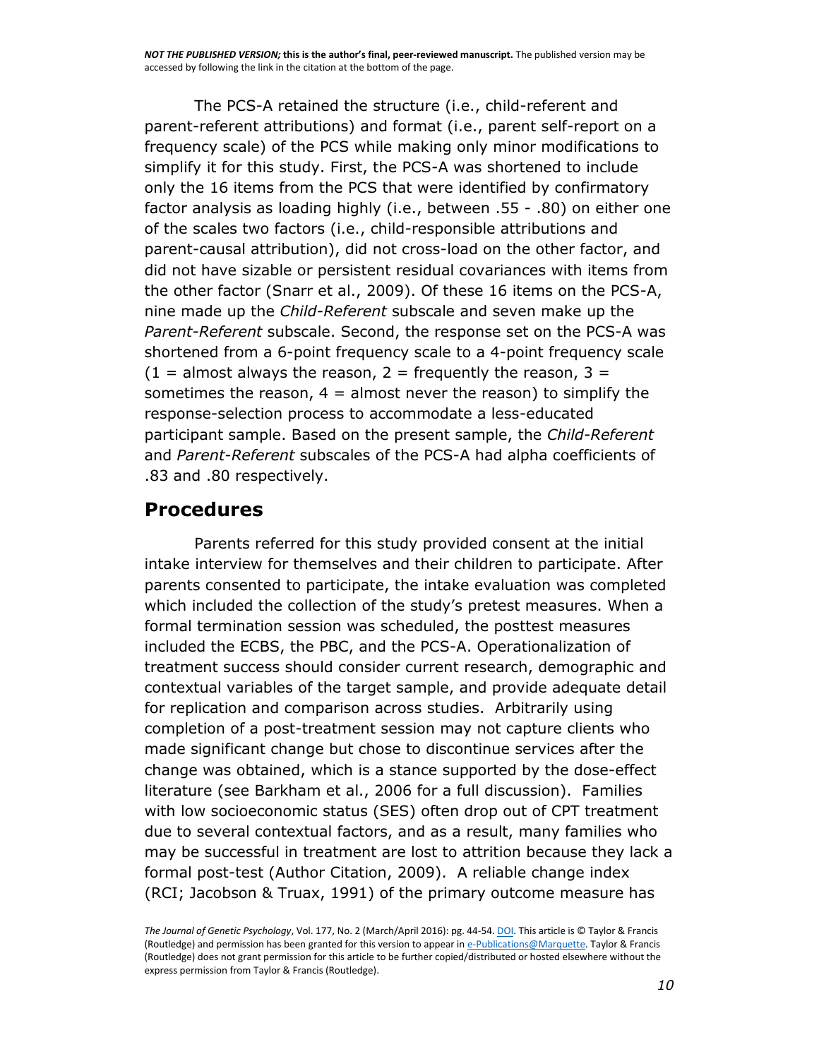The PCS-A retained the structure (i.e., child-referent and parent-referent attributions) and format (i.e., parent self-report on a frequency scale) of the PCS while making only minor modifications to simplify it for this study. First, the PCS-A was shortened to include only the 16 items from the PCS that were identified by confirmatory factor analysis as loading highly (i.e., between .55 - .80) on either one of the scales two factors (i.e., child-responsible attributions and parent-causal attribution), did not cross-load on the other factor, and did not have sizable or persistent residual covariances with items from the other factor (Snarr et al., 2009). Of these 16 items on the PCS-A, nine made up the *Child-Referent* subscale and seven make up the *Parent-Referent* subscale. Second, the response set on the PCS-A was shortened from a 6-point frequency scale to a 4-point frequency scale (1 = almost always the reason, 2 = frequently the reason, 3 = sometimes the reason, 4 = almost never the reason) to simplify the response-selection process to accommodate a less-educated participant sample. Based on the present sample, the *Child-Referent* and *Parent-Referent* subscales of the PCS-A had alpha coefficients of .83 and .80 respectively.

## Procedures

Parents referred for this study provided consent at the initial intake interview for themselves and their children to participate. After parents consented to participate, the intake evaluation was completed which included the collection of the study's pretest measures. When a formal termination session was scheduled, the posttest measures included the ECBS, the PBC, and the PCS-A. Operationalization of treatment success should consider current research, demographic and contextual variables of the target sample, and provide adequate detail for replication and comparison across studies. Arbitrarily using completion of a post-treatment session may not capture clients who made significant change but chose to discontinue services after the change was obtained, which is a stance supported by the dose-effect literature (see Barkham et al., 2006 for a full discussion). Families with low socioeconomic status (SES) often drop out of CPT treatment due to several contextual factors, and as a result, many families who may be successful in treatment are lost to attrition because they lack a formal post-test (Author Citation, 2009). A reliable change index (RCI; Jacobson & Truax, 1991) of the primary outcome measure has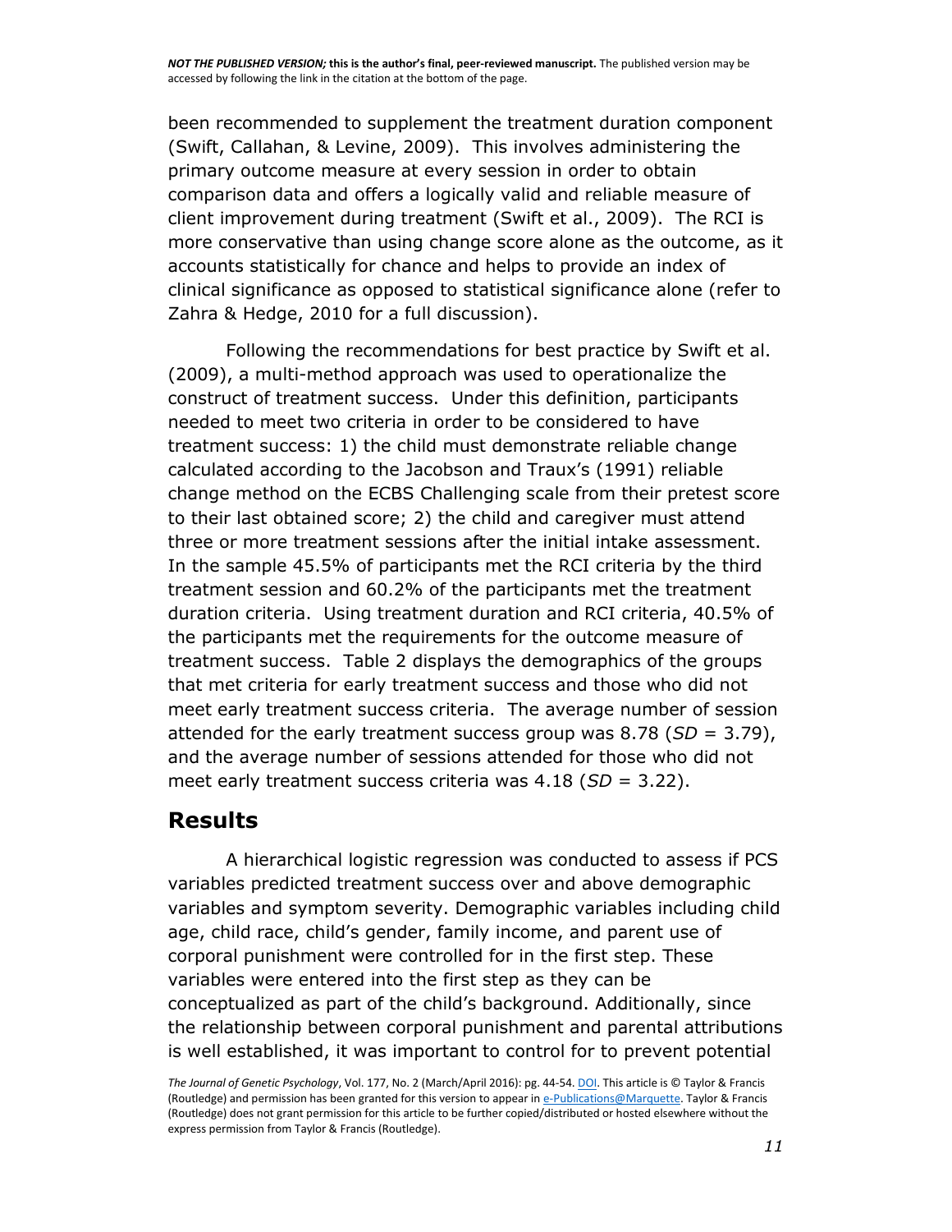been recommended to supplement the treatment duration component (Swift, Callahan, & Levine, 2009). This involves administering the primary outcome measure at every session in order to obtain comparison data and offers a logically valid and reliable measure of client improvement during treatment (Swift et al., 2009). The RCI is more conservative than using change score alone as the outcome, as it accounts statistically for chance and helps to provide an index of clinical significance as opposed to statistical significance alone (refer to Zahra & Hedge, 2010 for a full discussion).

Following the recommendations for best practice by Swift et al. (2009), a multi-method approach was used to operationalize the construct of treatment success. Under this definition, participants needed to meet two criteria in order to be considered to have treatment success: 1) the child must demonstrate reliable change calculated according to the Jacobson and Traux's (1991) reliable change method on the ECBS Challenging scale from their pretest score to their last obtained score; 2) the child and caregiver must attend three or more treatment sessions after the initial intake assessment. In the sample 45.5% of participants met the RCI criteria by the third treatment session and 60.2% of the participants met the treatment duration criteria. Using treatment duration and RCI criteria, 40.5% of the participants met the requirements for the outcome measure of treatment success. Table 2 displays the demographics of the groups that met criteria for early treatment success and those who did not meet early treatment success criteria. The average number of session attended for the early treatment success group was 8.78 (*SD* = 3.79), and the average number of sessions attended for those who did not meet early treatment success criteria was 4.18 (*SD* = 3.22).

## Results

A hierarchical logistic regression was conducted to assess if PCS variables predicted treatment success over and above demographic variables and symptom severity. Demographic variables including child age, child race, child's gender, family income, and parent use of corporal punishment were controlled for in the first step. These variables were entered into the first step as they can be conceptualized as part of the child's background. Additionally, since the relationship between corporal punishment and parental attributions is well established, it was important to control for to prevent potential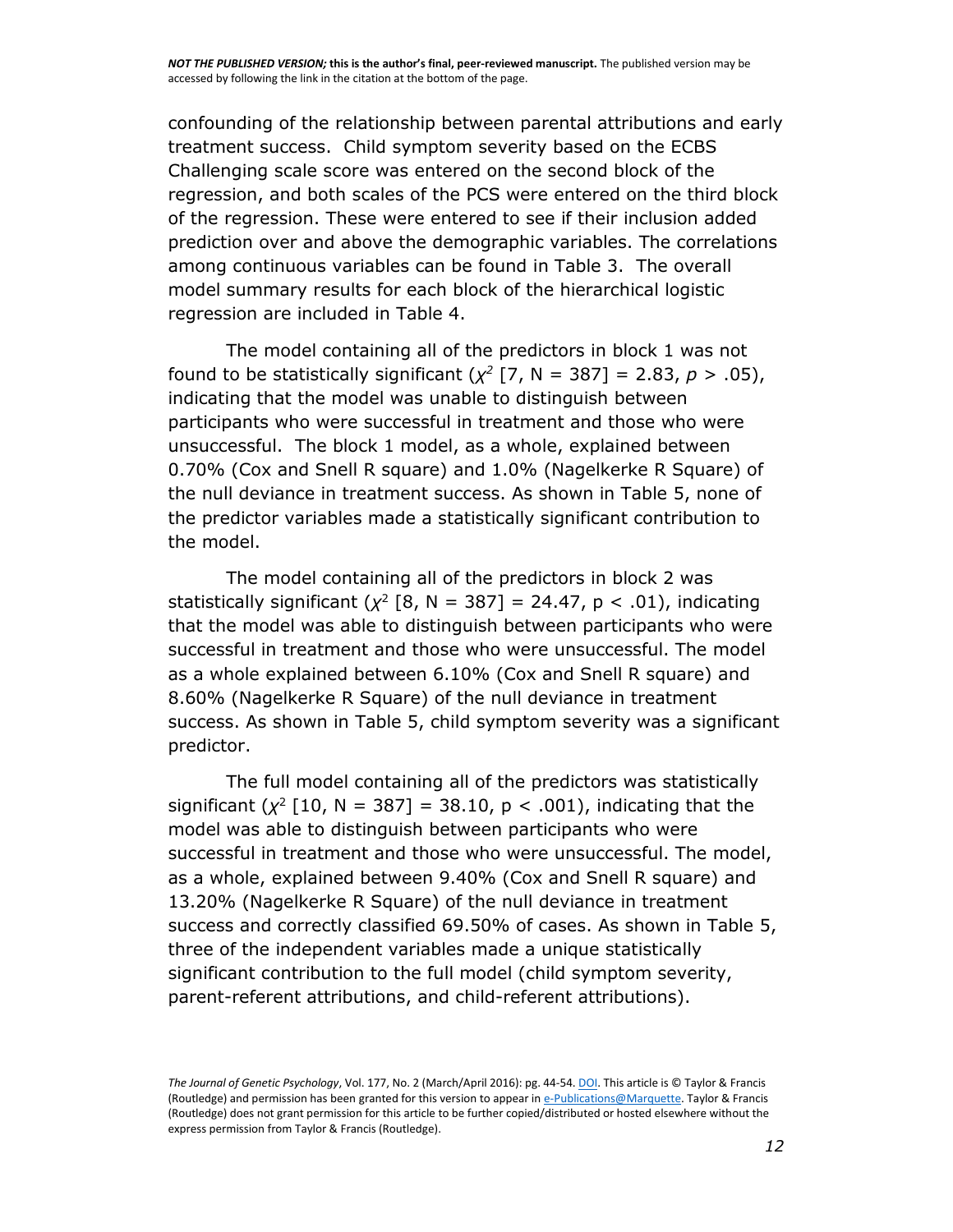confounding of the relationship between parental attributions and early treatment success. Child symptom severity based on the ECBS Challenging scale score was entered on the second block of the regression, and both scales of the PCS were entered on the third block of the regression. These were entered to see if their inclusion added prediction over and above the demographic variables. The correlations among continuous variables can be found in Table 3. The overall model summary results for each block of the hierarchical logistic regression are included in Table 4.

The model containing all of the predictors in block 1 was not found to be statistically significant ($\chi^2$ [7, N = 387] = 2.83, $p > .05$), indicating that the model was unable to distinguish between participants who were successful in treatment and those who were unsuccessful. The block 1 model, as a whole, explained between 0.70% (Cox and Snell R square) and 1.0% (Nagelkerke R Square) of the null deviance in treatment success. As shown in Table 5, none of the predictor variables made a statistically significant contribution to the model.

The model containing all of the predictors in block 2 was statistically significant ($\chi^2$ [8, N = 387] = 24.47, $p < .01$), indicating that the model was able to distinguish between participants who were successful in treatment and those who were unsuccessful. The model as a whole explained between 6.10% (Cox and Snell R square) and 8.60% (Nagelkerke R Square) of the null deviance in treatment success. As shown in Table 5, child symptom severity was a significant predictor.

The full model containing all of the predictors was statistically significant ($\chi^2$ [10, N = 387] = 38.10, $p < .001$), indicating that the model was able to distinguish between participants who were successful in treatment and those who were unsuccessful. The model, as a whole, explained between 9.40% (Cox and Snell R square) and 13.20% (Nagelkerke R Square) of the null deviance in treatment success and correctly classified 69.50% of cases. As shown in Table 5, three of the independent variables made a unique statistically significant contribution to the full model (child symptom severity, parent-referent attributions, and child-referent attributions).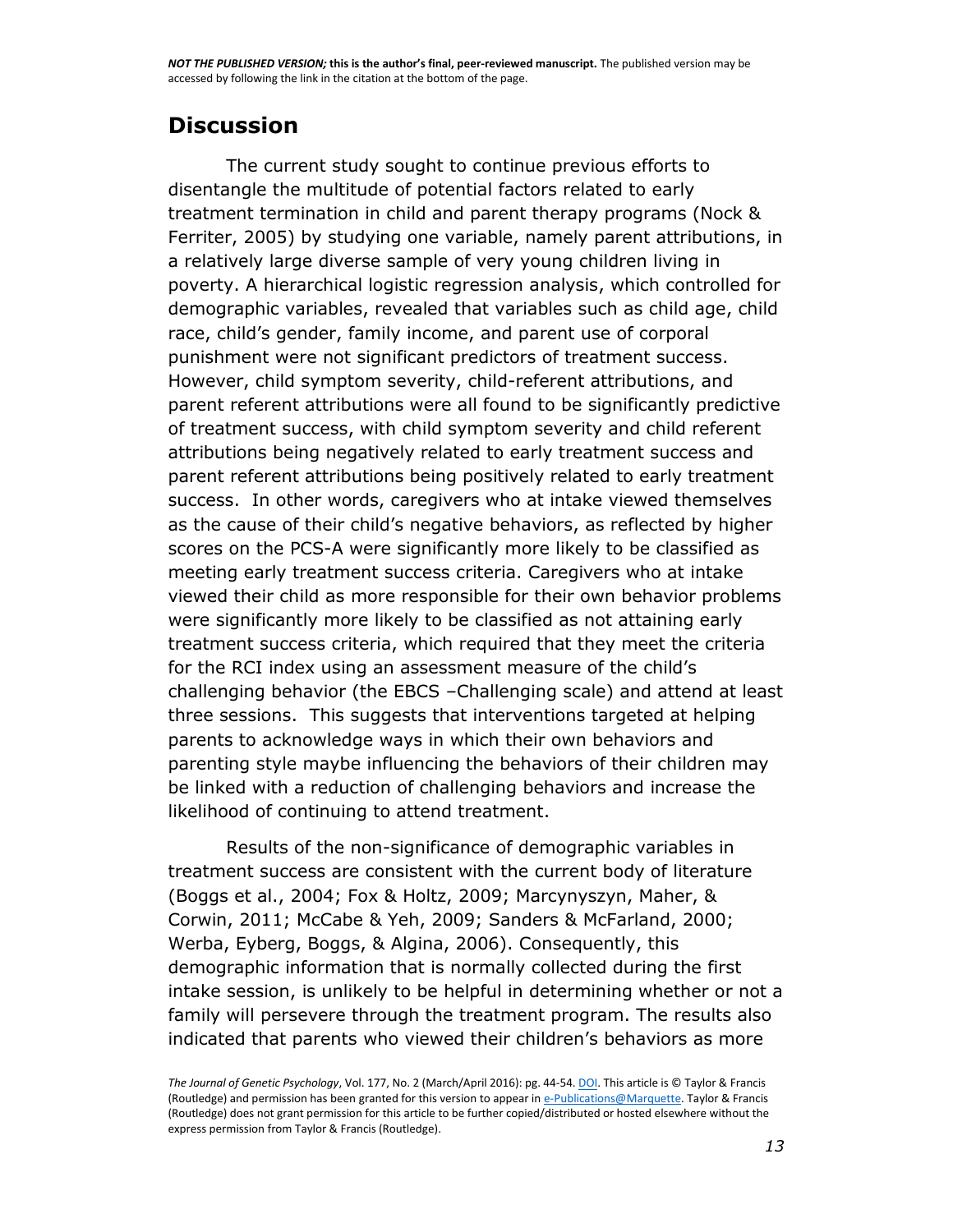## Discussion

The current study sought to continue previous efforts to disentangle the multitude of potential factors related to early treatment termination in child and parent therapy programs (Nock & Ferriter, 2005) by studying one variable, namely parent attributions, in a relatively large diverse sample of very young children living in poverty. A hierarchical logistic regression analysis, which controlled for demographic variables, revealed that variables such as child age, child race, child's gender, family income, and parent use of corporal punishment were not significant predictors of treatment success. However, child symptom severity, child-referent attributions, and parent referent attributions were all found to be significantly predictive of treatment success, with child symptom severity and child referent attributions being negatively related to early treatment success and parent referent attributions being positively related to early treatment success. In other words, caregivers who at intake viewed themselves as the cause of their child's negative behaviors, as reflected by higher scores on the PCS-A were significantly more likely to be classified as meeting early treatment success criteria. Caregivers who at intake viewed their child as more responsible for their own behavior problems were significantly more likely to be classified as not attaining early treatment success criteria, which required that they meet the criteria for the RCI index using an assessment measure of the child's challenging behavior (the EBCS –Challenging scale) and attend at least three sessions. This suggests that interventions targeted at helping parents to acknowledge ways in which their own behaviors and parenting style maybe influencing the behaviors of their children may be linked with a reduction of challenging behaviors and increase the likelihood of continuing to attend treatment.

Results of the non-significance of demographic variables in treatment success are consistent with the current body of literature (Boggs et al., 2004; Fox & Holtz, 2009; Marcynyszyn, Maher, & Corwin, 2011; McCabe & Yeh, 2009; Sanders & McFarland, 2000; Werba, Eyberg, Boggs, & Algina, 2006). Consequently, this demographic information that is normally collected during the first intake session, is unlikely to be helpful in determining whether or not a family will persevere through the treatment program. The results also indicated that parents who viewed their children's behaviors as more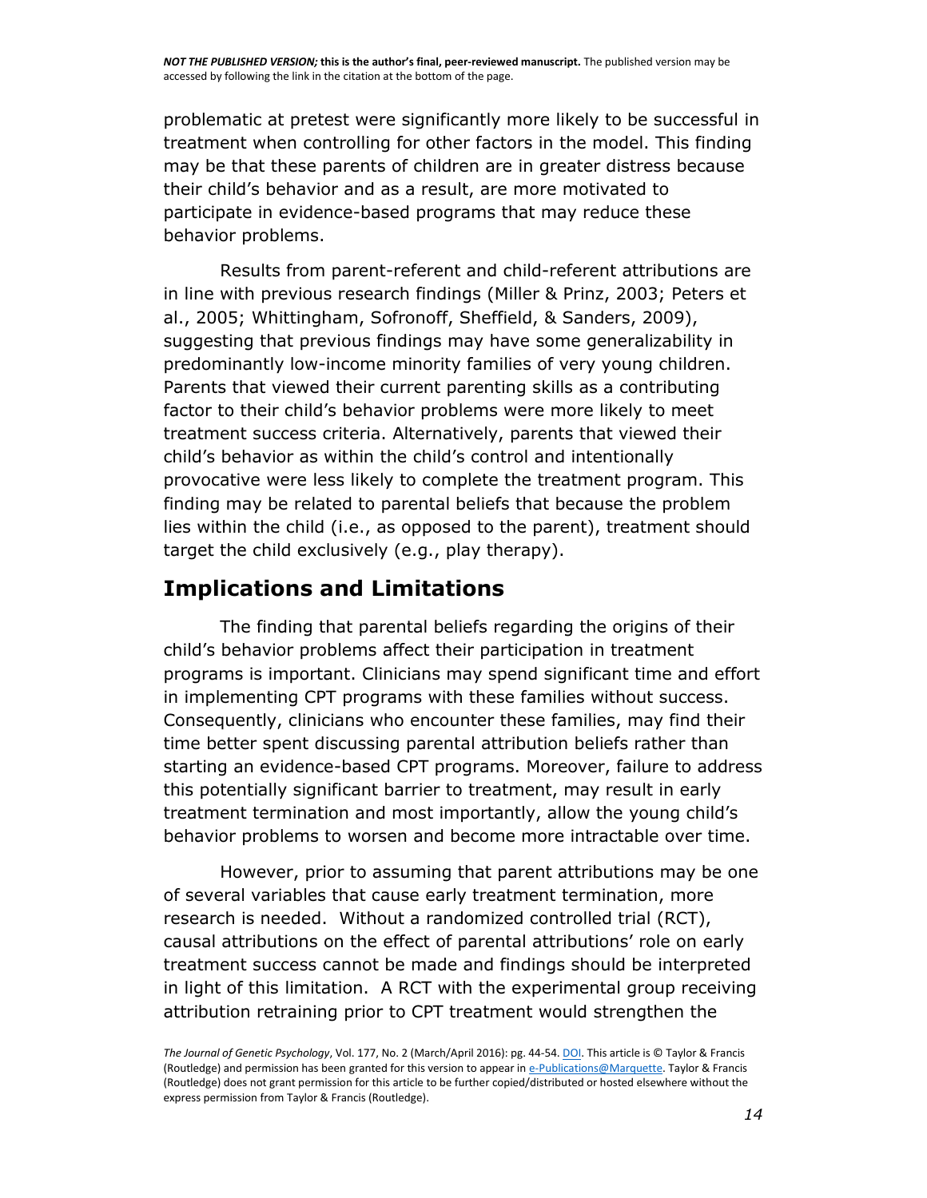problematic at pretest were significantly more likely to be successful in treatment when controlling for other factors in the model. This finding may be that these parents of children are in greater distress because their child's behavior and as a result, are more motivated to participate in evidence-based programs that may reduce these behavior problems.

Results from parent-referent and child-referent attributions are in line with previous research findings (Miller & Prinz, 2003; Peters et al., 2005; Whittingham, Sofronoff, Sheffield, & Sanders, 2009), suggesting that previous findings may have some generalizability in predominantly low-income minority families of very young children. Parents that viewed their current parenting skills as a contributing factor to their child's behavior problems were more likely to meet treatment success criteria. Alternatively, parents that viewed their child's behavior as within the child's control and intentionally provocative were less likely to complete the treatment program. This finding may be related to parental beliefs that because the problem lies within the child (i.e., as opposed to the parent), treatment should target the child exclusively (e.g., play therapy).

## Implications and Limitations

The finding that parental beliefs regarding the origins of their child's behavior problems affect their participation in treatment programs is important. Clinicians may spend significant time and effort in implementing CPT programs with these families without success. Consequently, clinicians who encounter these families, may find their time better spent discussing parental attribution beliefs rather than starting an evidence-based CPT programs. Moreover, failure to address this potentially significant barrier to treatment, may result in early treatment termination and most importantly, allow the young child's behavior problems to worsen and become more intractable over time.

However, prior to assuming that parent attributions may be one of several variables that cause early treatment termination, more research is needed. Without a randomized controlled trial (RCT), causal attributions on the effect of parental attributions' role on early treatment success cannot be made and findings should be interpreted in light of this limitation. A RCT with the experimental group receiving attribution retraining prior to CPT treatment would strengthen the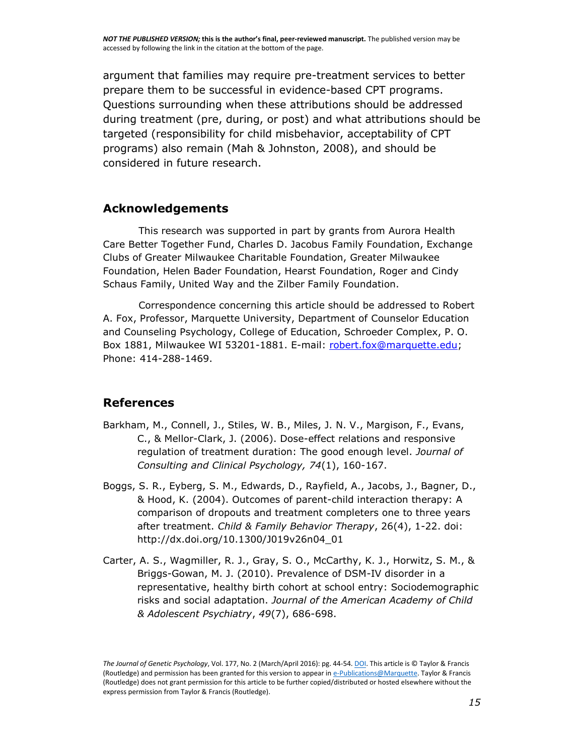argument that families may require pre-treatment services to better prepare them to be successful in evidence-based CPT programs. Questions surrounding when these attributions should be addressed during treatment (pre, during, or post) and what attributions should be targeted (responsibility for child misbehavior, acceptability of CPT programs) also remain (Mah & Johnston, 2008), and should be considered in future research.

## Acknowledgements

This research was supported in part by grants from Aurora Health Care Better Together Fund, Charles D. Jacobus Family Foundation, Exchange Clubs of Greater Milwaukee Charitable Foundation, Greater Milwaukee Foundation, Helen Bader Foundation, Hearst Foundation, Roger and Cindy Schaus Family, United Way and the Zilber Family Foundation.

Correspondence concerning this article should be addressed to Robert A. Fox, Professor, Marquette University, Department of Counselor Education and Counseling Psychology, College of Education, Schroeder Complex, P. O. Box 1881, Milwaukee WI 53201-1881. E-mail: robert.fox@marquette.edu; Phone: 414-288-1469.

## References

Barkham, M., Connell, J., Stiles, W. B., Miles, J. N. V., Margison, F., Evans, C., & Mellor-Clark, J. (2006). Dose-effect relations and responsive regulation of treatment duration: The good enough level. *Journal of Consulting and Clinical Psychology, 74*(1), 160-167.

Boggs, S. R., Eyberg, S. M., Edwards, D., Rayfield, A., Jacobs, J., Bagner, D., & Hood, K. (2004). Outcomes of parent-child interaction therapy: A comparison of dropouts and treatment completers one to three years after treatment. *Child & Family Behavior Therapy*, 26(4), 1-22. doi: http://dx.doi.org/10.1300/J019v26n04_01

Carter, A. S., Wagmiller, R. J., Gray, S. O., McCarthy, K. J., Horwitz, S. M., & Briggs-Gowan, M. J. (2010). Prevalence of DSM-IV disorder in a representative, healthy birth cohort at school entry: Sociodemographic risks and social adaptation. *Journal of the American Academy of Child & Adolescent Psychiatry*, *49*(7), 686-698.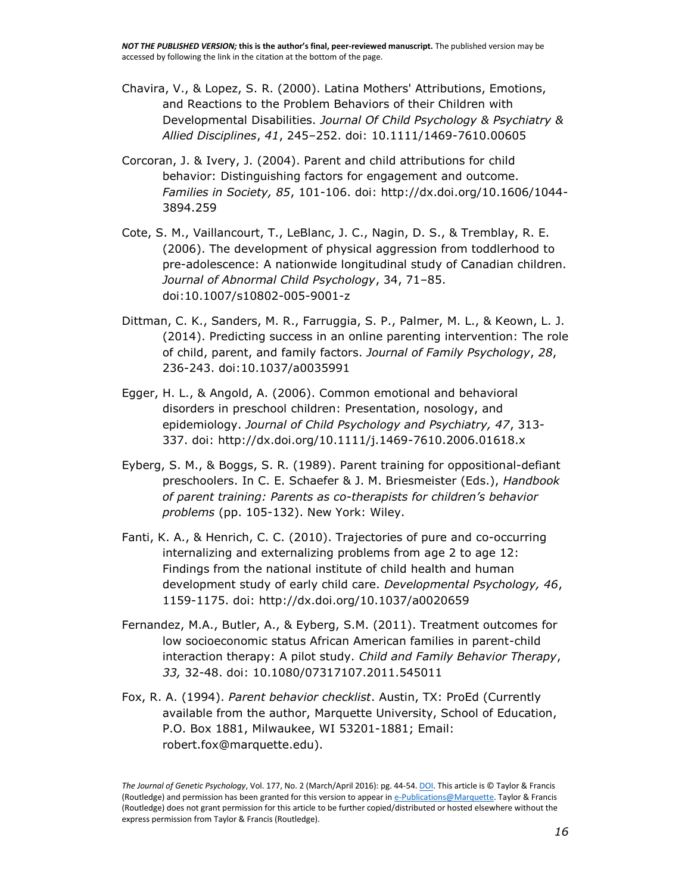Chavira, V., & Lopez, S. R. (2000). Latina Mothers' Attributions, Emotions, and Reactions to the Problem Behaviors of their Children with Developmental Disabilities. *Journal Of Child Psychology & Psychiatry & Allied Disciplines*, *41*, 245–252. doi: 10.1111/1469-7610.00605

Corcoran, J. & Ivery, J. (2004). Parent and child attributions for child behavior: Distinguishing factors for engagement and outcome. *Families in Society, 85*, 101-106. doi: http://dx.doi.org/10.1606/1044-3894.259

Cote, S. M., Vaillancourt, T., LeBlanc, J. C., Nagin, D. S., & Tremblay, R. E. (2006). The development of physical aggression from toddlerhood to pre-adolescence: A nationwide longitudinal study of Canadian children. *Journal of Abnormal Child Psychology*, 34, 71–85. doi:10.1007/s10802-005-9001-z

Dittman, C. K., Sanders, M. R., Farruggia, S. P., Palmer, M. L., & Keown, L. J. (2014). Predicting success in an online parenting intervention: The role of child, parent, and family factors. *Journal of Family Psychology*, *28*, 236-243. doi:10.1037/a0035991

Egger, H. L., & Angold, A. (2006). Common emotional and behavioral disorders in preschool children: Presentation, nosology, and epidemiology. *Journal of Child Psychology and Psychiatry, 47*, 313-337. doi: http://dx.doi.org/10.1111/j.1469-7610.2006.01618.x

Eyberg, S. M., & Boggs, S. R. (1989). Parent training for oppositional-defiant preschoolers. In C. E. Schaefer & J. M. Briesmeister (Eds.), *Handbook of parent training: Parents as co-therapists for children's behavior problems* (pp. 105-132). New York: Wiley.

Fanti, K. A., & Henrich, C. C. (2010). Trajectories of pure and co-occurring internalizing and externalizing problems from age 2 to age 12: Findings from the national institute of child health and human development study of early child care. *Developmental Psychology, 46*, 1159-1175. doi: http://dx.doi.org/10.1037/a0020659

Fernandez, M.A., Butler, A., & Eyberg, S.M. (2011). Treatment outcomes for low socioeconomic status African American families in parent-child interaction therapy: A pilot study. *Child and Family Behavior Therapy*, *33,* 32-48. doi: 10.1080/07317107.2011.545011

Fox, R. A. (1994). *Parent behavior checklist*. Austin, TX: ProEd (Currently available from the author, Marquette University, School of Education, P.O. Box 1881, Milwaukee, WI 53201-1881; Email: robert.fox@marquette.edu).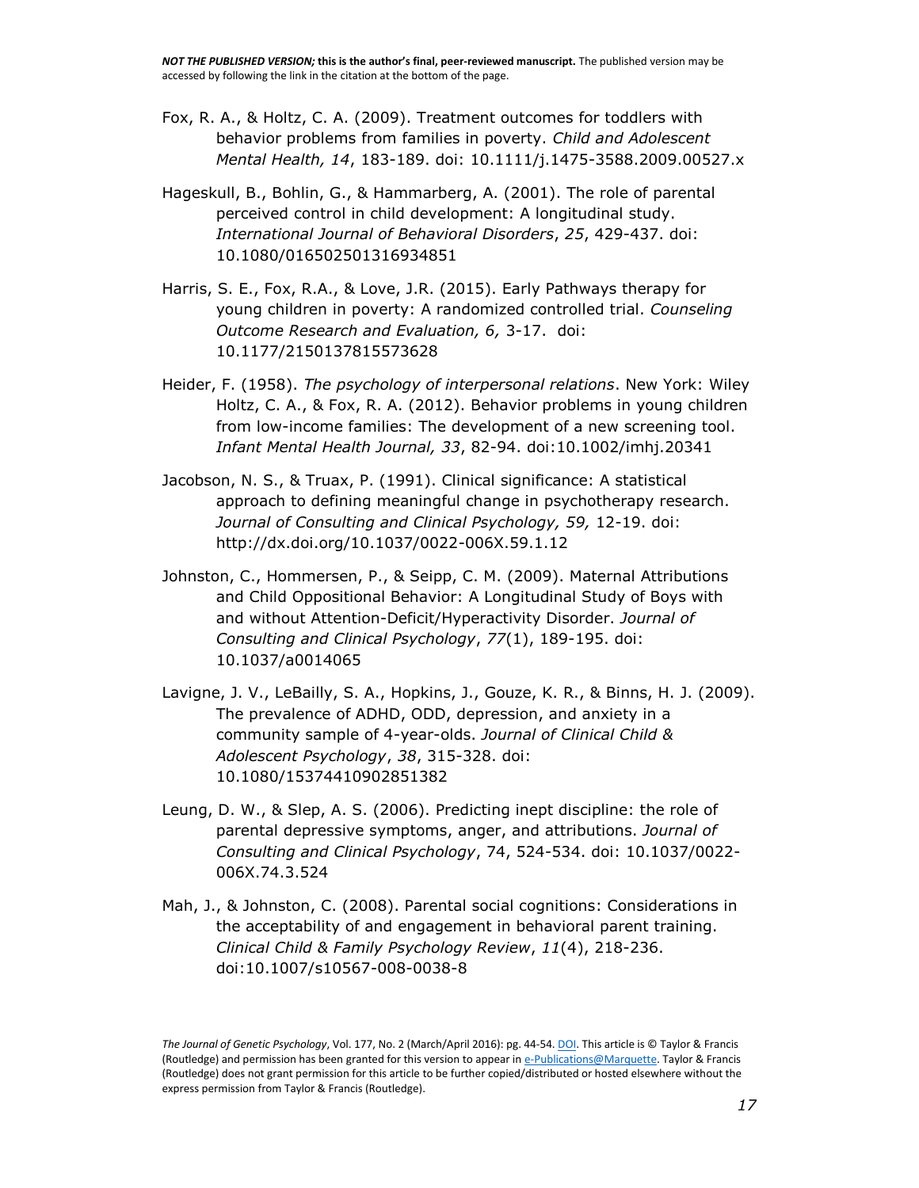Fox, R. A., & Holtz, C. A. (2009). Treatment outcomes for toddlers with behavior problems from families in poverty. *Child and Adolescent Mental Health, 14*, 183-189. doi: 10.1111/j.1475-3588.2009.00527.x

Hageskull, B., Bohlin, G., & Hammarberg, A. (2001). The role of parental perceived control in child development: A longitudinal study. *International Journal of Behavioral Disorders*, *25*, 429-437. doi: 10.1080/016502501316934851

Harris, S. E., Fox, R.A., & Love, J.R. (2015). Early Pathways therapy for young children in poverty: A randomized controlled trial. *Counseling Outcome Research and Evaluation, 6,* 3-17. doi: 10.1177/2150137815573628

Heider, F. (1958). *The psychology of interpersonal relations*. New York: Wiley Holtz, C. A., & Fox, R. A. (2012). Behavior problems in young children from low-income families: The development of a new screening tool. *Infant Mental Health Journal, 33*, 82-94. doi:10.1002/imhj.20341

Jacobson, N. S., & Truax, P. (1991). Clinical significance: A statistical approach to defining meaningful change in psychotherapy research. *Journal of Consulting and Clinical Psychology, 59,* 12-19. doi: http://dx.doi.org/10.1037/0022-006X.59.1.12

Johnston, C., Hommersen, P., & Seipp, C. M. (2009). Maternal Attributions and Child Oppositional Behavior: A Longitudinal Study of Boys with and without Attention-Deficit/Hyperactivity Disorder. *Journal of Consulting and Clinical Psychology*, *77*(1), 189-195. doi: 10.1037/a0014065

Lavigne, J. V., LeBailly, S. A., Hopkins, J., Gouze, K. R., & Binns, H. J. (2009). The prevalence of ADHD, ODD, depression, and anxiety in a community sample of 4-year-olds. *Journal of Clinical Child & Adolescent Psychology*, *38*, 315-328. doi: 10.1080/15374410902851382

Leung, D. W., & Slep, A. S. (2006). Predicting inept discipline: the role of parental depressive symptoms, anger, and attributions. *Journal of Consulting and Clinical Psychology*, 74, 524-534. doi: 10.1037/0022-006X.74.3.524

Mah, J., & Johnston, C. (2008). Parental social cognitions: Considerations in the acceptability of and engagement in behavioral parent training. *Clinical Child & Family Psychology Review*, *11*(4), 218-236. doi:10.1007/s10567-008-0038-8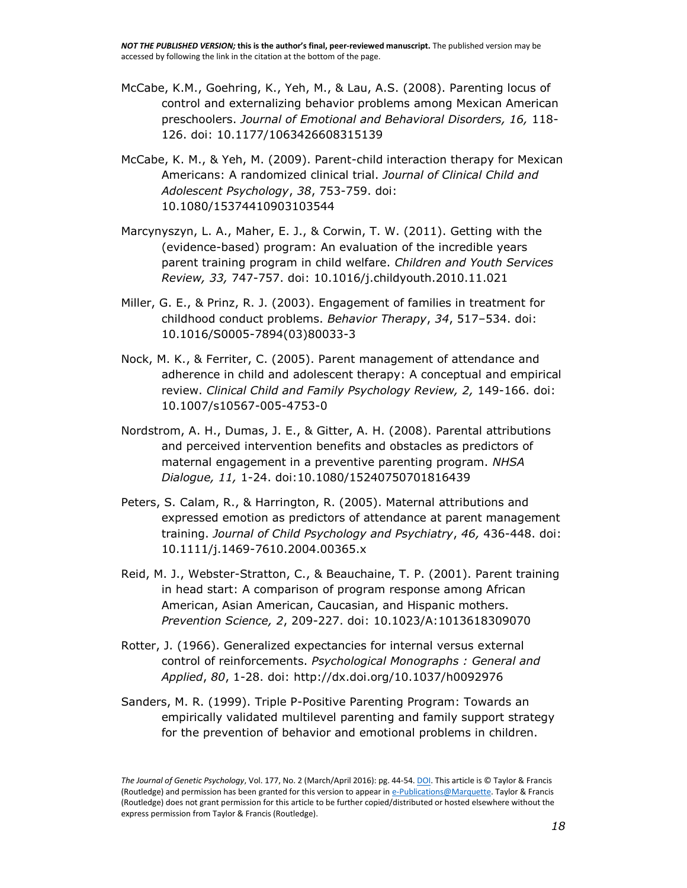McCabe, K.M., Goehring, K., Yeh, M., & Lau, A.S. (2008). Parenting locus of control and externalizing behavior problems among Mexican American preschoolers. *Journal of Emotional and Behavioral Disorders, 16,* 118-126. doi: 10.1177/1063426608315139

McCabe, K. M., & Yeh, M. (2009). Parent-child interaction therapy for Mexican Americans: A randomized clinical trial. *Journal of Clinical Child and Adolescent Psychology*, *38*, 753-759. doi: 10.1080/15374410903103544

Marcynyszyn, L. A., Maher, E. J., & Corwin, T. W. (2011). Getting with the (evidence-based) program: An evaluation of the incredible years parent training program in child welfare. *Children and Youth Services Review, 33,* 747-757. doi: 10.1016/j.childyouth.2010.11.021

Miller, G. E., & Prinz, R. J. (2003). Engagement of families in treatment for childhood conduct problems. *Behavior Therapy*, *34*, 517–534. doi: 10.1016/S0005-7894(03)80033-3

Nock, M. K., & Ferriter, C. (2005). Parent management of attendance and adherence in child and adolescent therapy: A conceptual and empirical review. *Clinical Child and Family Psychology Review, 2,* 149-166. doi: 10.1007/s10567-005-4753-0

Nordstrom, A. H., Dumas, J. E., & Gitter, A. H. (2008). Parental attributions and perceived intervention benefits and obstacles as predictors of maternal engagement in a preventive parenting program. *NHSA Dialogue, 11,* 1-24. doi:10.1080/15240750701816439

Peters, S. Calam, R., & Harrington, R. (2005). Maternal attributions and expressed emotion as predictors of attendance at parent management training. *Journal of Child Psychology and Psychiatry*, *46,* 436-448. doi: 10.1111/j.1469-7610.2004.00365.x

Reid, M. J., Webster-Stratton, C., & Beauchaine, T. P. (2001). Parent training in head start: A comparison of program response among African American, Asian American, Caucasian, and Hispanic mothers. *Prevention Science, 2*, 209-227. doi: 10.1023/A:1013618309070

Rotter, J. (1966). Generalized expectancies for internal versus external control of reinforcements. *Psychological Monographs : General and Applied*, *80*, 1-28. doi: http://dx.doi.org/10.1037/h0092976

Sanders, M. R. (1999). Triple P-Positive Parenting Program: Towards an empirically validated multilevel parenting and family support strategy for the prevention of behavior and emotional problems in children.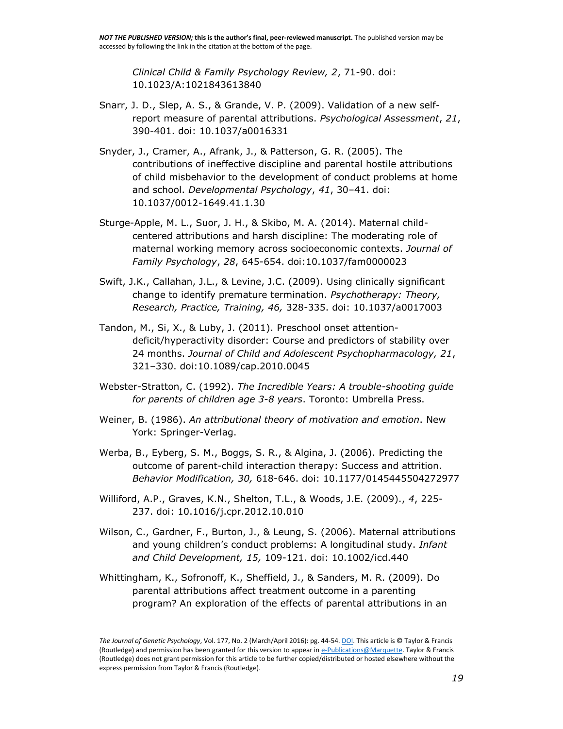*Clinical Child & Family Psychology Review, 2*, 71-90. doi: 10.1023/A:1021843613840

Snarr, J. D., Slep, A. S., & Grande, V. P. (2009). Validation of a new self-report measure of parental attributions. *Psychological Assessment*, *21*, 390-401. doi: 10.1037/a0016331

Snyder, J., Cramer, A., Afrank, J., & Patterson, G. R. (2005). The contributions of ineffective discipline and parental hostile attributions of child misbehavior to the development of conduct problems at home and school. *Developmental Psychology*, *41*, 30–41. doi: 10.1037/0012-1649.41.1.30

Sturge-Apple, M. L., Suor, J. H., & Skibo, M. A. (2014). Maternal child-centered attributions and harsh discipline: The moderating role of maternal working memory across socioeconomic contexts. *Journal of Family Psychology*, *28*, 645-654. doi:10.1037/fam0000023

Swift, J.K., Callahan, J.L., & Levine, J.C. (2009). Using clinically significant change to identify premature termination. *Psychotherapy: Theory, Research, Practice, Training, 46,* 328-335. doi: 10.1037/a0017003

Tandon, M., Si, X., & Luby, J. (2011). Preschool onset attention-deficit/hyperactivity disorder: Course and predictors of stability over 24 months. *Journal of Child and Adolescent Psychopharmacology, 21*, 321–330. doi:10.1089/cap.2010.0045

Webster-Stratton, C. (1992). *The Incredible Years: A trouble-shooting guide for parents of children age 3-8 years*. Toronto: Umbrella Press.

Weiner, B. (1986). *An attributional theory of motivation and emotion*. New York: Springer-Verlag.

Werba, B., Eyberg, S. M., Boggs, S. R., & Algina, J. (2006). Predicting the outcome of parent-child interaction therapy: Success and attrition. *Behavior Modification, 30,* 618-646. doi: 10.1177/0145445504272977

Williford, A.P., Graves, K.N., Shelton, T.L., & Woods, J.E. (2009)., *4*, 225-237. doi: 10.1016/j.cpr.2012.10.010

Wilson, C., Gardner, F., Burton, J., & Leung, S. (2006). Maternal attributions and young children's conduct problems: A longitudinal study. *Infant and Child Development, 15,* 109-121. doi: 10.1002/icd.440

Whittingham, K., Sofronoff, K., Sheffield, J., & Sanders, M. R. (2009). Do parental attributions affect treatment outcome in a parenting program? An exploration of the effects of parental attributions in an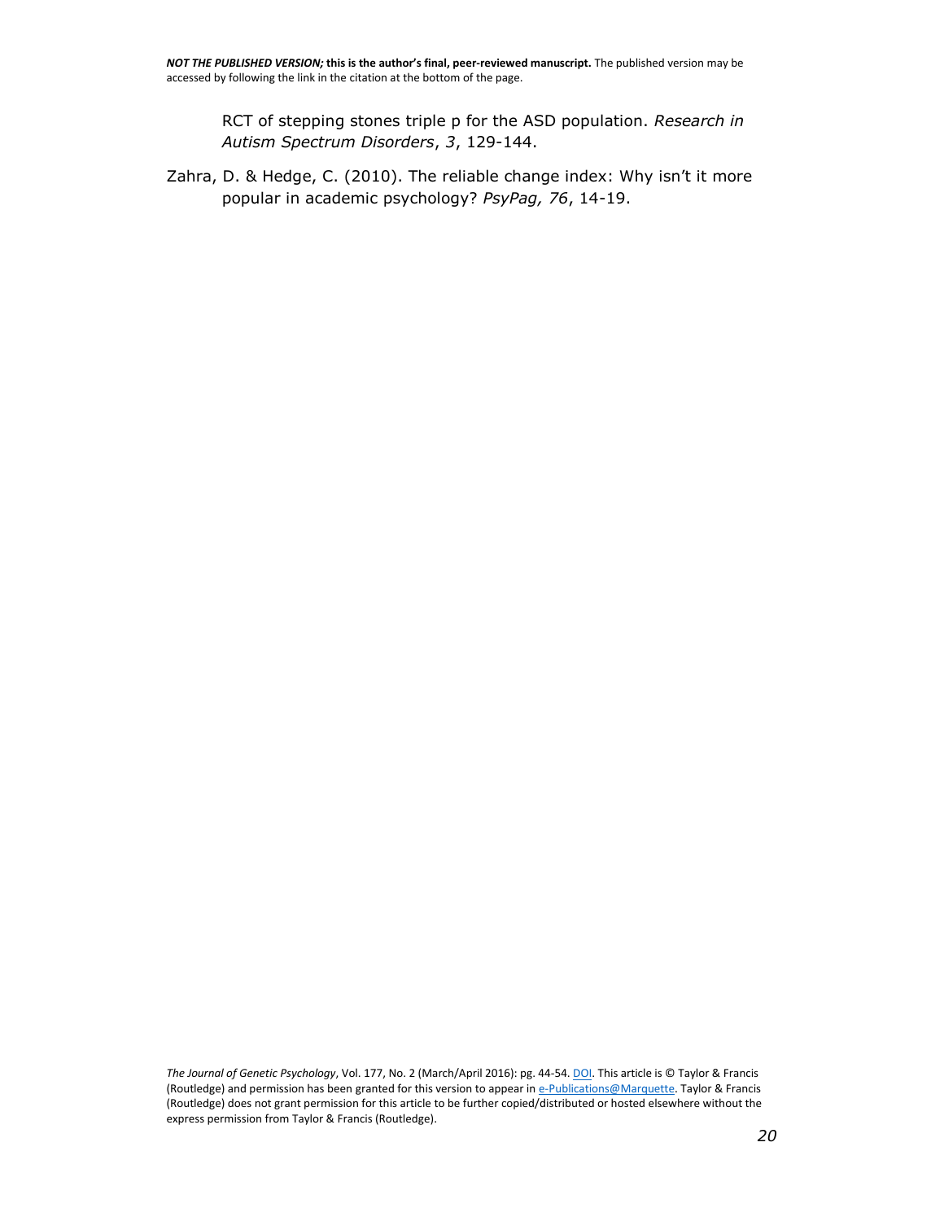RCT of stepping stones triple p for the ASD population. *Research in Autism Spectrum Disorders*, *3*, 129-144.

Zahra, D. & Hedge, C. (2010). The reliable change index: Why isn't it more popular in academic psychology? *PsyPag, 76*, 14-19.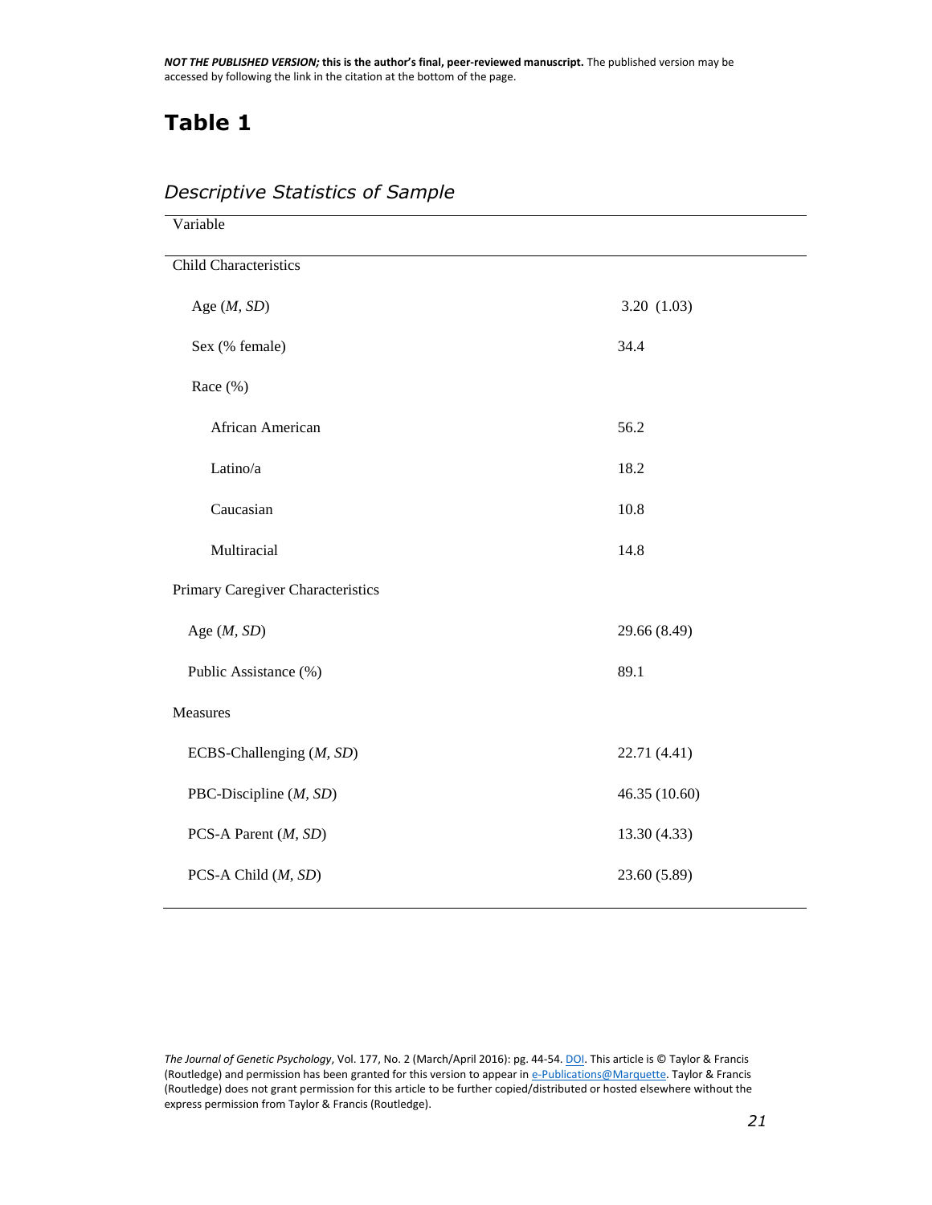# Table 1

*Descriptive Statistics of Sample*

| Variable | |
|---|---|
| Child Characteristics | |
| Age (*M*, *SD*) | 3.20 (1.03) |
| Sex (% female) | 34.4 |
| Race (%) | |
| African American | 56.2 |
| Latino/a | 18.2 |
| Caucasian | 10.8 |
| Multiracial | 14.8 |
| Primary Caregiver Characteristics | |
| Age (*M*, *SD*) | 29.66 (8.49) |
| Public Assistance (%) | 89.1 |
| Measures | |
| ECBS-Challenging (*M*, *SD*) | 22.71 (4.41) |
| PBC-Discipline (*M*, *SD*) | 46.35 (10.60) |
| PCS-A Parent (*M*, *SD*) | 13.30 (4.33) |
| PCS-A Child (*M*, *SD*) | 23.60 (5.89) |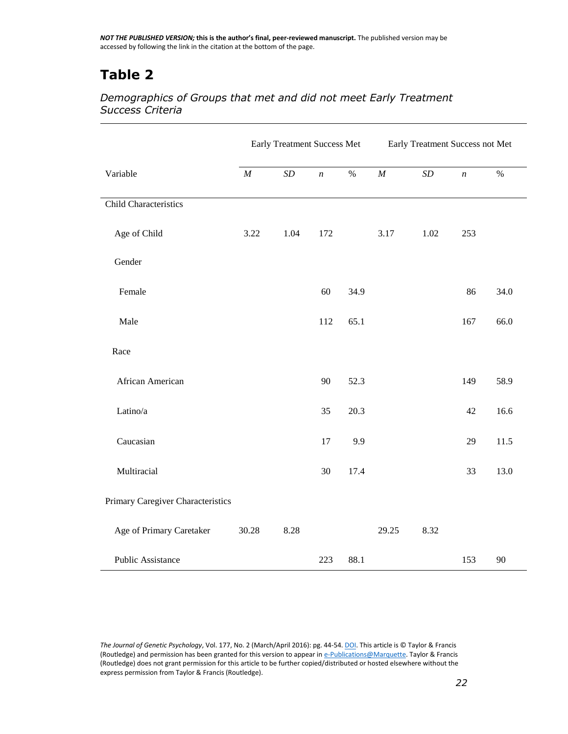## Table 2

*Demographics of Groups that met and did not meet Early Treatment Success Criteria*

| | Early Treatment Success Met | | | | Early Treatment Success not Met | | | |
|---|---|---|---|---|---|---|---|---|
| Variable | *M* | *SD* | *n* | % | *M* | *SD* | *n* | % |
| Child Characteristics | | | | | | | | |
| Age of Child | 3.22 | 1.04 | 172 | | 3.17 | 1.02 | 253 | |
| Gender | | | | | | | | |
| Female | | | 60 | 34.9 | | | 86 | 34.0 |
| Male | | | 112 | 65.1 | | | 167 | 66.0 |
| Race | | | | | | | | |
| African American | | | 90 | 52.3 | | | 149 | 58.9 |
| Latino/a | | | 35 | 20.3 | | | 42 | 16.6 |
| Caucasian | | | 17 | 9.9 | | | 29 | 11.5 |
| Multiracial | | | 30 | 17.4 | | | 33 | 13.0 |
| Primary Caregiver Characteristics | | | | | | | | |
| Age of Primary Caretaker | 30.28 | 8.28 | | | 29.25 | 8.32 | | |
| Public Assistance | | | 223 | 88.1 | | | 153 | 90 |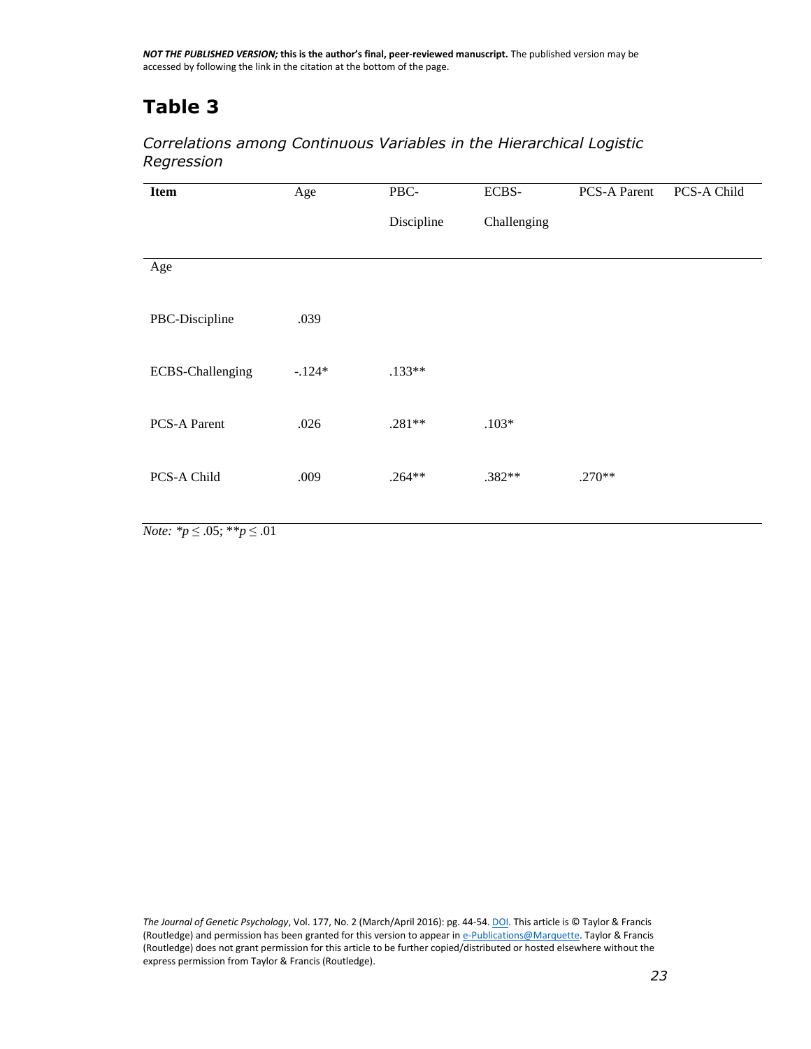# Table 3

*Correlations among Continuous Variables in the Hierarchical Logistic Regression*

| **Item** | Age | PBC-Discipline | ECBS-Challenging | PCS-A Parent | PCS-A Child |
|---|---|---|---|---|---|
| Age | | | | | |
| PBC-Discipline | .039 | | | | |
| ECBS-Challenging | -.124* | .133** | | | |
| PCS-A Parent | .026 | .281** | .103* | | |
| PCS-A Child | .009 | .264** | .382** | .270** | |

*Note:* $*p \leq .05$; $**p \leq .01$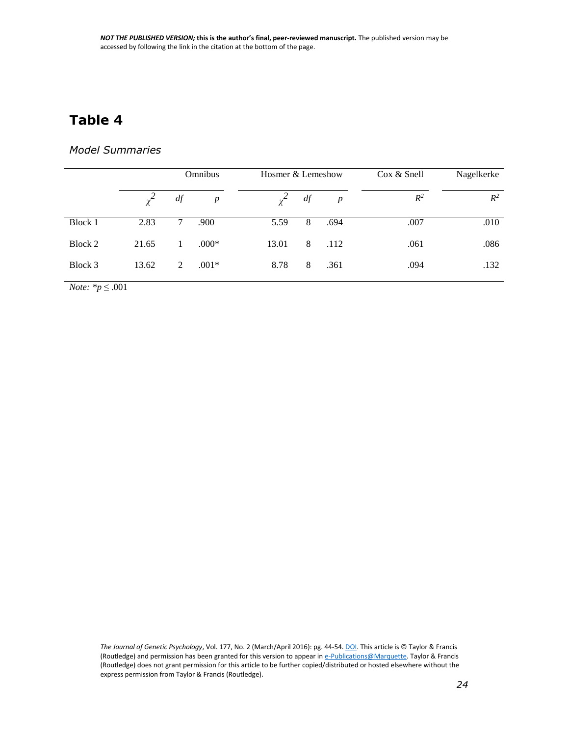# Table 4

*Model Summaries*

| | Omnibus | | | Hosmer & Lemeshow | | | Cox & Snell | Nagelkerke |
|---|---|---|---|---|---|---|---|---|
| | $\chi^2$ | *df* | *p* | $\chi^2$ | *df* | *p* | $R^2$ | $R^2$ |
| Block 1 | 2.83 | 7 | .900 | 5.59 | 8 | .694 | .007 | .010 |
| Block 2 | 21.65 | 1 | .000* | 13.01 | 8 | .112 | .061 | .086 |
| Block 3 | 13.62 | 2 | .001* | 8.78 | 8 | .361 | .094 | .132 |

*Note:* *$p \leq .001$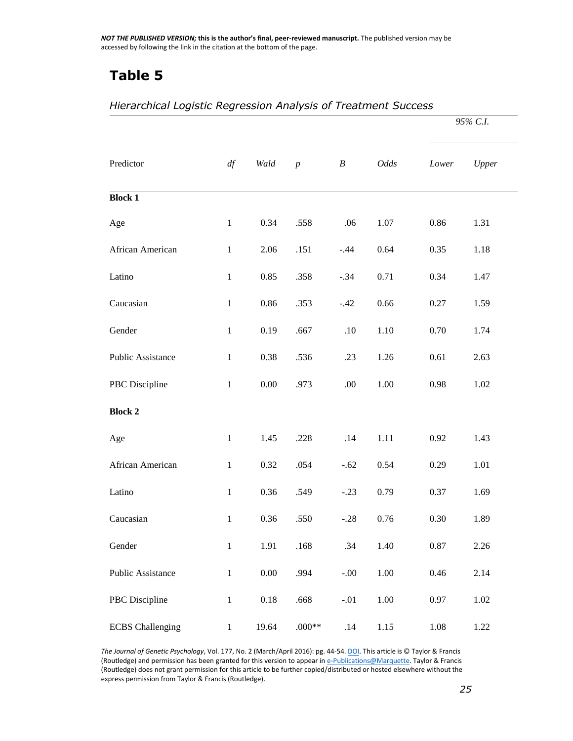## Table 5

*Hierarchical Logistic Regression Analysis of Treatment Success*

| Predictor | *df* | *Wald* | *p* | *B* | *Odds* | 95% C.I. *Lower* | 95% C.I. *Upper* |
|---|---|---|---|---|---|---|---|
| **Block 1** | | | | | | | |
| Age | 1 | 0.34 | .558 | .06 | 1.07 | 0.86 | 1.31 |
| African American | 1 | 2.06 | .151 | -.44 | 0.64 | 0.35 | 1.18 |
| Latino | 1 | 0.85 | .358 | -.34 | 0.71 | 0.34 | 1.47 |
| Caucasian | 1 | 0.86 | .353 | -.42 | 0.66 | 0.27 | 1.59 |
| Gender | 1 | 0.19 | .667 | .10 | 1.10 | 0.70 | 1.74 |
| Public Assistance | 1 | 0.38 | .536 | .23 | 1.26 | 0.61 | 2.63 |
| PBC Discipline | 1 | 0.00 | .973 | .00 | 1.00 | 0.98 | 1.02 |
| **Block 2** | | | | | | | |
| Age | 1 | 1.45 | .228 | .14 | 1.11 | 0.92 | 1.43 |
| African American | 1 | 0.32 | .054 | -.62 | 0.54 | 0.29 | 1.01 |
| Latino | 1 | 0.36 | .549 | -.23 | 0.79 | 0.37 | 1.69 |
| Caucasian | 1 | 0.36 | .550 | -.28 | 0.76 | 0.30 | 1.89 |
| Gender | 1 | 1.91 | .168 | .34 | 1.40 | 0.87 | 2.26 |
| Public Assistance | 1 | 0.00 | .994 | -.00 | 1.00 | 0.46 | 2.14 |
| PBC Discipline | 1 | 0.18 | .668 | -.01 | 1.00 | 0.97 | 1.02 |
| ECBS Challenging | 1 | 19.64 | .000** | .14 | 1.15 | 1.08 | 1.22 |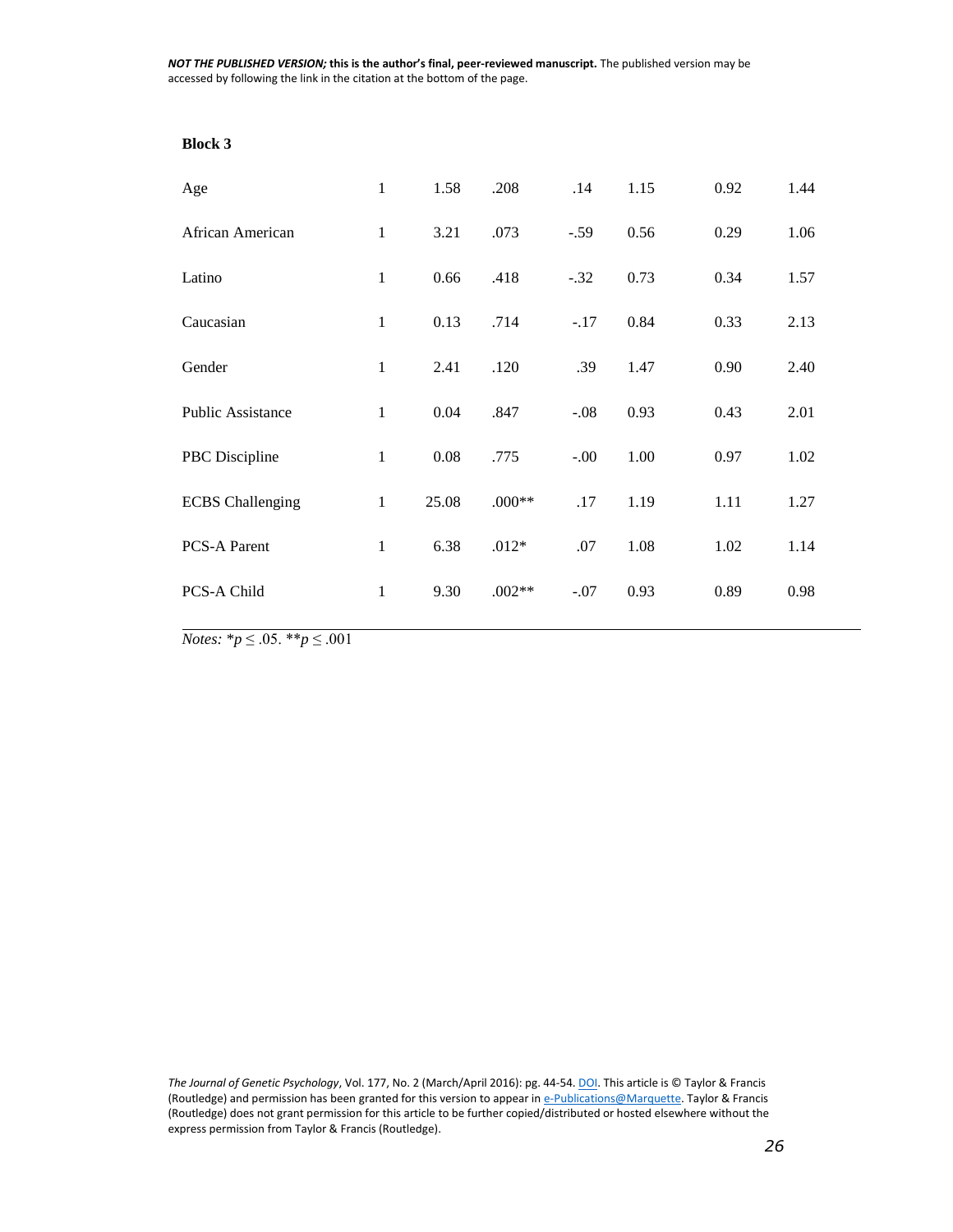**Block 3**

| | | | | | | | |
|---|---|---|---|---|---|---|---|
| Age | 1 | 1.58 | .208 | .14 | 1.15 | 0.92 | 1.44 |
| African American | 1 | 3.21 | .073 | -.59 | 0.56 | 0.29 | 1.06 |
| Latino | 1 | 0.66 | .418 | -.32 | 0.73 | 0.34 | 1.57 |
| Caucasian | 1 | 0.13 | .714 | -.17 | 0.84 | 0.33 | 2.13 |
| Gender | 1 | 2.41 | .120 | .39 | 1.47 | 0.90 | 2.40 |
| Public Assistance | 1 | 0.04 | .847 | -.08 | 0.93 | 0.43 | 2.01 |
| PBC Discipline | 1 | 0.08 | .775 | -.00 | 1.00 | 0.97 | 1.02 |
| ECBS Challenging | 1 | 25.08 | .000** | .17 | 1.19 | 1.11 | 1.27 |
| PCS-A Parent | 1 | 6.38 | .012* | .07 | 1.08 | 1.02 | 1.14 |
| PCS-A Child | 1 | 9.30 | .002** | -.07 | 0.93 | 0.89 | 0.98 |

*Notes:* $*p \leq .05$. $**p \leq .001$